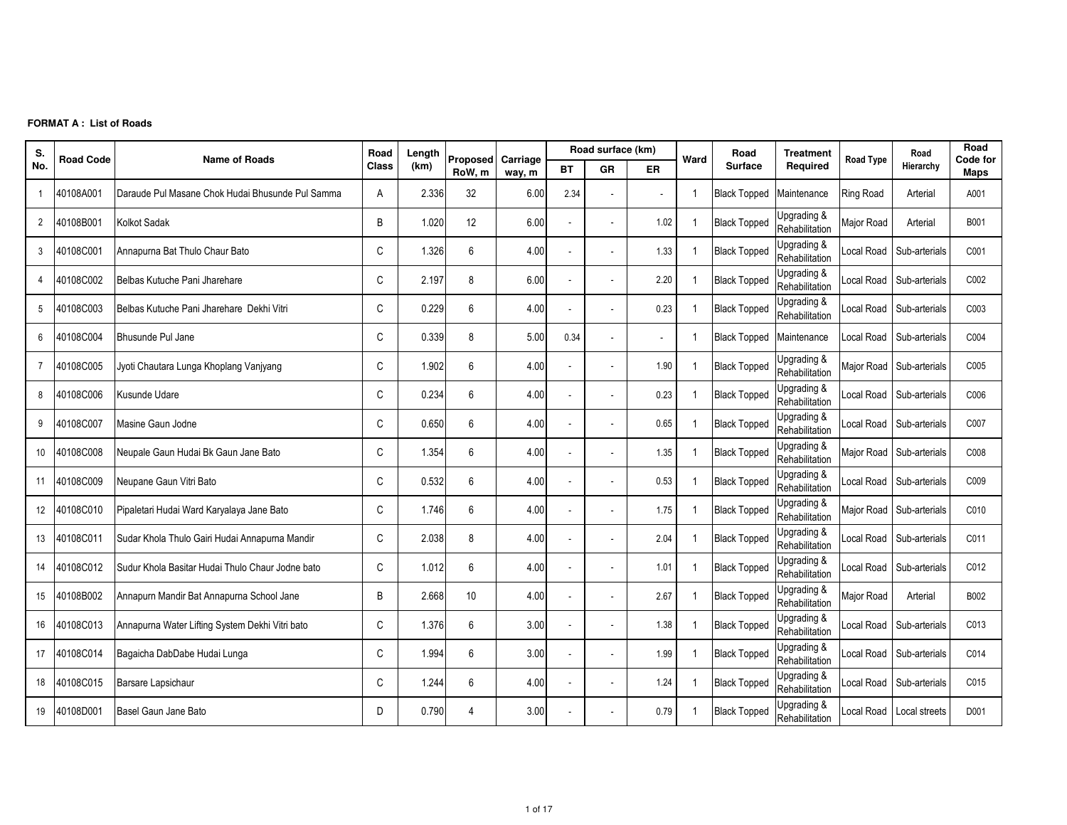**FORMAT A : List of Roads**

| S. No. | Road Code | Name of Roads | Road Class | Length (km) | Proposed RoW, m | Carriage way, m | Road surface (km) | | | Ward | Road Surface | Treatment Required | Road Type | Road Hierarchy | Road Code for Maps |
|---|---|---|---|---|---|---|---|---|---|---|---|---|---|---|---|
| | | | | | | | BT | GR | ER | | | | | | |
| 1 | 40108A001 | Daraude Pul Masane Chok Hudai Bhusunde Pul Samma | A | 2.336 | 32 | 6.00 | 2.34 | - | - | 1 | Black Topped | Maintenance | Ring Road | Arterial | A001 |
| 2 | 40108B001 | Kolkot Sadak | B | 1.020 | 12 | 6.00 | - | - | 1.02 | 1 | Black Topped | Upgrading & Rehabilitation | Major Road | Arterial | B001 |
| 3 | 40108C001 | Annapurna Bat Thulo Chaur Bato | C | 1.326 | 6 | 4.00 | - | - | 1.33 | 1 | Black Topped | Upgrading & Rehabilitation | Local Road | Sub-arterials | C001 |
| 4 | 40108C002 | Belbas Kutuche Pani Jharehare | C | 2.197 | 8 | 6.00 | - | - | 2.20 | 1 | Black Topped | Upgrading & Rehabilitation | Local Road | Sub-arterials | C002 |
| 5 | 40108C003 | Belbas Kutuche Pani Jharehare Dekhi Vitri | C | 0.229 | 6 | 4.00 | - | - | 0.23 | 1 | Black Topped | Upgrading & Rehabilitation | Local Road | Sub-arterials | C003 |
| 6 | 40108C004 | Bhusunde Pul Jane | C | 0.339 | 8 | 5.00 | 0.34 | - | - | 1 | Black Topped | Maintenance | Local Road | Sub-arterials | C004 |
| 7 | 40108C005 | Jyoti Chautara Lunga Khoplang Vanjyang | C | 1.902 | 6 | 4.00 | - | - | 1.90 | 1 | Black Topped | Upgrading & Rehabilitation | Major Road | Sub-arterials | C005 |
| 8 | 40108C006 | Kusunde Udare | C | 0.234 | 6 | 4.00 | - | - | 0.23 | 1 | Black Topped | Upgrading & Rehabilitation | Local Road | Sub-arterials | C006 |
| 9 | 40108C007 | Masine Gaun Jodne | C | 0.650 | 6 | 4.00 | - | - | 0.65 | 1 | Black Topped | Upgrading & Rehabilitation | Local Road | Sub-arterials | C007 |
| 10 | 40108C008 | Neupale Gaun Hudai Bk Gaun Jane Bato | C | 1.354 | 6 | 4.00 | - | - | 1.35 | 1 | Black Topped | Upgrading & Rehabilitation | Major Road | Sub-arterials | C008 |
| 11 | 40108C009 | Neupane Gaun Vitri Bato | C | 0.532 | 6 | 4.00 | - | - | 0.53 | 1 | Black Topped | Upgrading & Rehabilitation | Local Road | Sub-arterials | C009 |
| 12 | 40108C010 | Pipaletari Hudai Ward Karyalaya Jane Bato | C | 1.746 | 6 | 4.00 | - | - | 1.75 | 1 | Black Topped | Upgrading & Rehabilitation | Major Road | Sub-arterials | C010 |
| 13 | 40108C011 | Sudar Khola Thulo Gairi Hudai Annapurna Mandir | C | 2.038 | 8 | 4.00 | - | - | 2.04 | 1 | Black Topped | Upgrading & Rehabilitation | Local Road | Sub-arterials | C011 |
| 14 | 40108C012 | Sudur Khola Basitar Hudai Thulo Chaur Jodne bato | C | 1.012 | 6 | 4.00 | - | - | 1.01 | 1 | Black Topped | Upgrading & Rehabilitation | Local Road | Sub-arterials | C012 |
| 15 | 40108B002 | Annapurn Mandir Bat Annapurna School Jane | B | 2.668 | 10 | 4.00 | - | - | 2.67 | 1 | Black Topped | Upgrading & Rehabilitation | Major Road | Arterial | B002 |
| 16 | 40108C013 | Annapurna Water Lifting System Dekhi Vitri bato | C | 1.376 | 6 | 3.00 | - | - | 1.38 | 1 | Black Topped | Upgrading & Rehabilitation | Local Road | Sub-arterials | C013 |
| 17 | 40108C014 | Bagaicha DabDabe Hudai Lunga | C | 1.994 | 6 | 3.00 | - | - | 1.99 | 1 | Black Topped | Upgrading & Rehabilitation | Local Road | Sub-arterials | C014 |
| 18 | 40108C015 | Barsare Lapsichaur | C | 1.244 | 6 | 4.00 | - | - | 1.24 | 1 | Black Topped | Upgrading & Rehabilitation | Local Road | Sub-arterials | C015 |
| 19 | 40108D001 | Basel Gaun Jane Bato | D | 0.790 | 4 | 3.00 | - | - | 0.79 | 1 | Black Topped | Upgrading & Rehabilitation | Local Road | Local streets | D001 |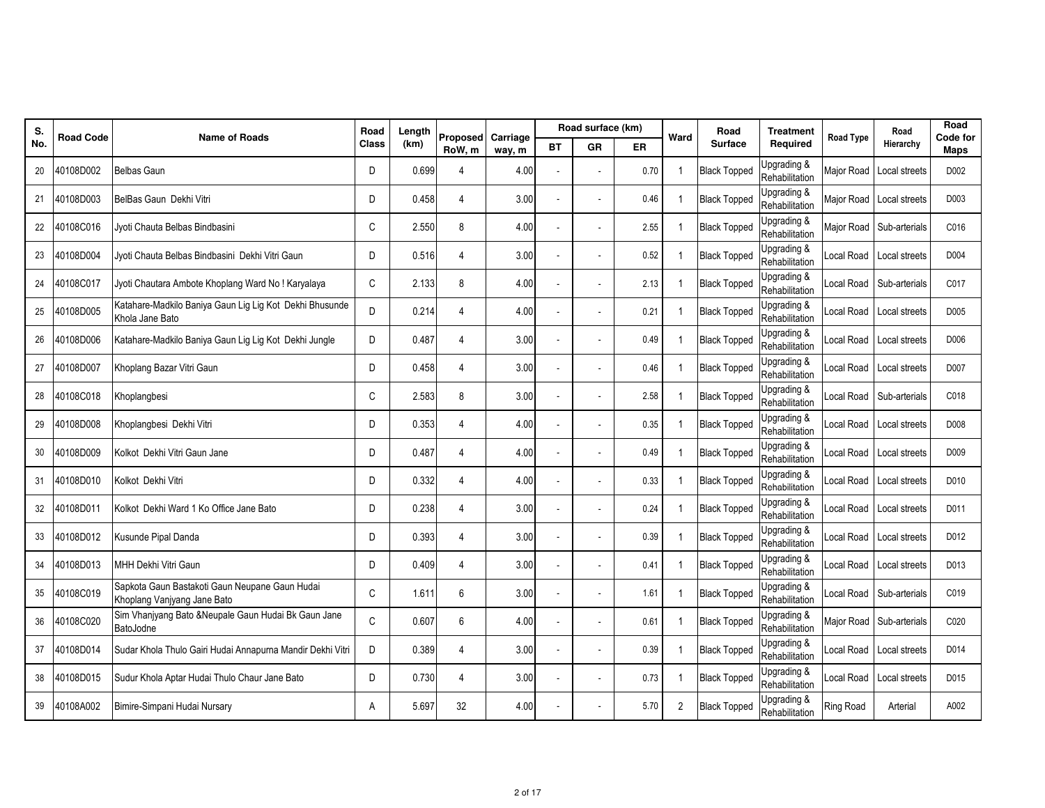| S. No. | Road Code | Name of Roads | Road Class | Length (km) | Proposed RoW, m | Carriage way, m | Road surface (km) | | | Ward | Road Surface | Treatment Required | Road Type | Road Hierarchy | Road Code for Maps |
|---|---|---|---|---|---|---|---|---|---|---|---|---|---|---|---|
| | | | | | | | BT | GR | ER | | | | | | |
| 20 | 40108D002 | Belbas Gaun | D | 0.699 | 4 | 4.00 | - | - | 0.70 | 1 | Black Topped | Upgrading & Rehabilitation | Major Road | Local streets | D002 |
| 21 | 40108D003 | BelBas Gaun Dekhi Vitri | D | 0.458 | 4 | 3.00 | - | - | 0.46 | 1 | Black Topped | Upgrading & Rehabilitation | Major Road | Local streets | D003 |
| 22 | 40108C016 | Jyoti Chauta Belbas Bindbasini | C | 2.550 | 8 | 4.00 | - | - | 2.55 | 1 | Black Topped | Upgrading & Rehabilitation | Major Road | Sub-arterials | C016 |
| 23 | 40108D004 | Jyoti Chauta Belbas Bindbasini Dekhi Vitri Gaun | D | 0.516 | 4 | 3.00 | - | - | 0.52 | 1 | Black Topped | Upgrading & Rehabilitation | Local Road | Local streets | D004 |
| 24 | 40108C017 | Jyoti Chautara Ambote Khoplang Ward No ! Karyalaya | C | 2.133 | 8 | 4.00 | - | - | 2.13 | 1 | Black Topped | Upgrading & Rehabilitation | Local Road | Sub-arterials | C017 |
| 25 | 40108D005 | Katahare-Madkilo Baniya Gaun Lig Lig Kot Dekhi Bhusunde Khola Jane Bato | D | 0.214 | 4 | 4.00 | - | - | 0.21 | 1 | Black Topped | Upgrading & Rehabilitation | Local Road | Local streets | D005 |
| 26 | 40108D006 | Katahare-Madkilo Baniya Gaun Lig Lig Kot Dekhi Jungle | D | 0.487 | 4 | 3.00 | - | - | 0.49 | 1 | Black Topped | Upgrading & Rehabilitation | Local Road | Local streets | D006 |
| 27 | 40108D007 | Khoplang Bazar Vitri Gaun | D | 0.458 | 4 | 3.00 | - | - | 0.46 | 1 | Black Topped | Upgrading & Rehabilitation | Local Road | Local streets | D007 |
| 28 | 40108C018 | Khoplangbesi | C | 2.583 | 8 | 3.00 | - | - | 2.58 | 1 | Black Topped | Upgrading & Rehabilitation | Local Road | Sub-arterials | C018 |
| 29 | 40108D008 | Khoplangbesi Dekhi Vitri | D | 0.353 | 4 | 4.00 | - | - | 0.35 | 1 | Black Topped | Upgrading & Rehabilitation | Local Road | Local streets | D008 |
| 30 | 40108D009 | Kolkot Dekhi Vitri Gaun Jane | D | 0.487 | 4 | 4.00 | - | - | 0.49 | 1 | Black Topped | Upgrading & Rehabilitation | Local Road | Local streets | D009 |
| 31 | 40108D010 | Kolkot Dekhi Vitri | D | 0.332 | 4 | 4.00 | - | - | 0.33 | 1 | Black Topped | Upgrading & Rehabilitation | Local Road | Local streets | D010 |
| 32 | 40108D011 | Kolkot Dekhi Ward 1 Ko Office Jane Bato | D | 0.238 | 4 | 3.00 | - | - | 0.24 | 1 | Black Topped | Upgrading & Rehabilitation | Local Road | Local streets | D011 |
| 33 | 40108D012 | Kusunde Pipal Danda | D | 0.393 | 4 | 3.00 | - | - | 0.39 | 1 | Black Topped | Upgrading & Rehabilitation | Local Road | Local streets | D012 |
| 34 | 40108D013 | MHH Dekhi Vitri Gaun | D | 0.409 | 4 | 3.00 | - | - | 0.41 | 1 | Black Topped | Upgrading & Rehabilitation | Local Road | Local streets | D013 |
| 35 | 40108C019 | Sapkota Gaun Bastakoti Gaun Neupane Gaun Hudai Khoplang Vanjyang Jane Bato | C | 1.611 | 6 | 3.00 | - | - | 1.61 | 1 | Black Topped | Upgrading & Rehabilitation | Local Road | Sub-arterials | C019 |
| 36 | 40108C020 | Sim Vhanjyang Bato &Neupale Gaun Hudai Bk Gaun Jane BatoJodne | C | 0.607 | 6 | 4.00 | - | - | 0.61 | 1 | Black Topped | Upgrading & Rehabilitation | Major Road | Sub-arterials | C020 |
| 37 | 40108D014 | Sudar Khola Thulo Gairi Hudai Annapurna Mandir Dekhi Vitri | D | 0.389 | 4 | 3.00 | - | - | 0.39 | 1 | Black Topped | Upgrading & Rehabilitation | Local Road | Local streets | D014 |
| 38 | 40108D015 | Sudur Khola Aptar Hudai Thulo Chaur Jane Bato | D | 0.730 | 4 | 3.00 | - | - | 0.73 | 1 | Black Topped | Upgrading & Rehabilitation | Local Road | Local streets | D015 |
| 39 | 40108A002 | Bimire-Simpani Hudai Nursary | A | 5.697 | 32 | 4.00 | - | - | 5.70 | 2 | Black Topped | Upgrading & Rehabilitation | Ring Road | Arterial | A002 |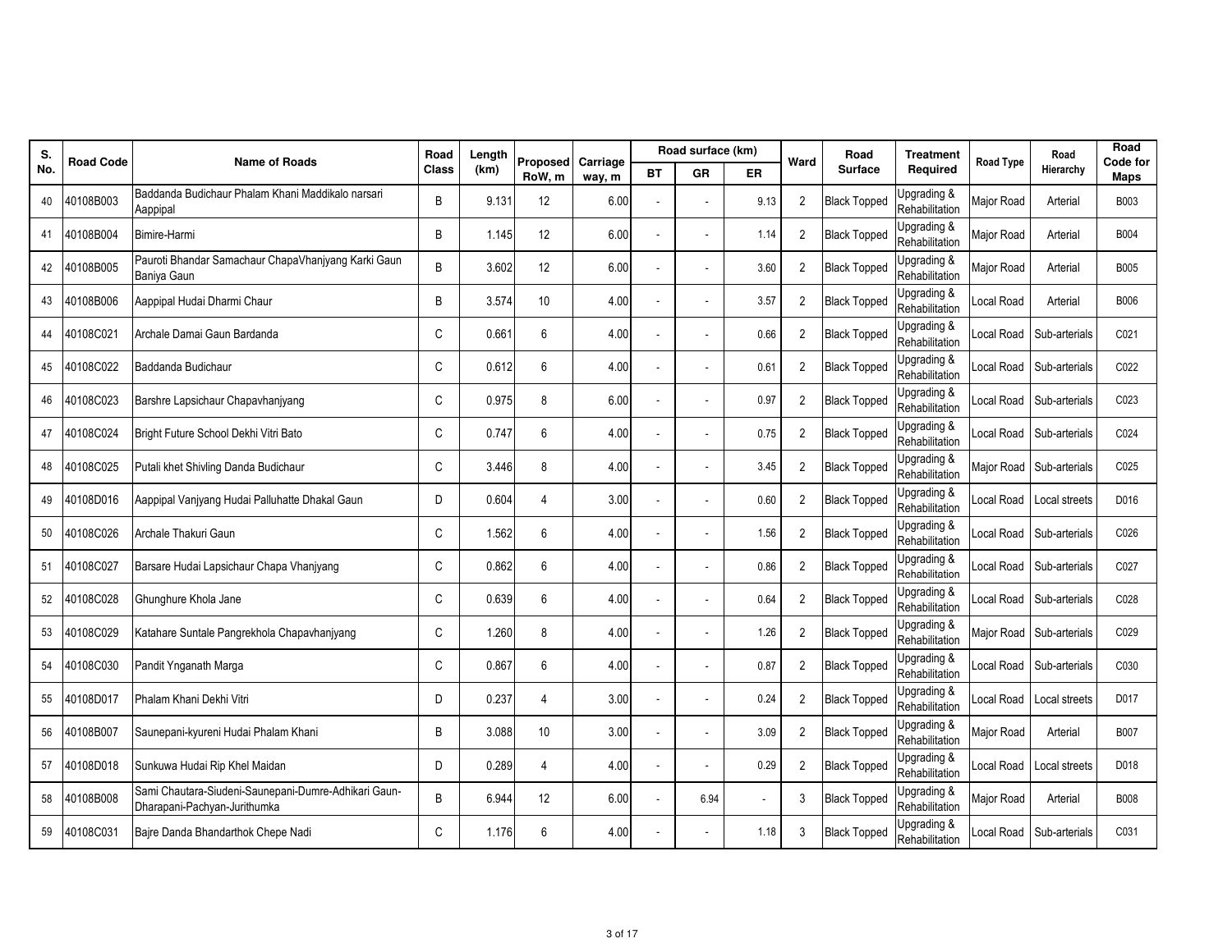| S. No. | Road Code | Name of Roads | Road Class | Length (km) | Proposed RoW, m | Carriage way, m | Road surface (km) | | | Ward | Road Surface | Treatment Required | Road Type | Road Hierarchy | Road Code for Maps |
|---|---|---|---|---|---|---|---|---|---|---|---|---|---|---|---|
| | | | | | | | BT | GR | ER | | | | | | |
| 40 | 40108B003 | Baddanda Budichaur Phalam Khani Maddikalo narsari Aappipal | B | 9.131 | 12 | 6.00 | - | - | 9.13 | 2 | Black Topped | Upgrading & Rehabilitation | Major Road | Arterial | B003 |
| 41 | 40108B004 | Bimire-Harmi | B | 1.145 | 12 | 6.00 | - | - | 1.14 | 2 | Black Topped | Upgrading & Rehabilitation | Major Road | Arterial | B004 |
| 42 | 40108B005 | Pauroti Bhandar Samachaur ChapaVhanjyang Karki Gaun Baniya Gaun | B | 3.602 | 12 | 6.00 | - | - | 3.60 | 2 | Black Topped | Upgrading & Rehabilitation | Major Road | Arterial | B005 |
| 43 | 40108B006 | Aappipal Hudai Dharmi Chaur | B | 3.574 | 10 | 4.00 | - | - | 3.57 | 2 | Black Topped | Upgrading & Rehabilitation | Local Road | Arterial | B006 |
| 44 | 40108C021 | Archale Damai Gaun Bardanda | C | 0.661 | 6 | 4.00 | - | - | 0.66 | 2 | Black Topped | Upgrading & Rehabilitation | Local Road | Sub-arterials | C021 |
| 45 | 40108C022 | Baddanda Budichaur | C | 0.612 | 6 | 4.00 | - | - | 0.61 | 2 | Black Topped | Upgrading & Rehabilitation | Local Road | Sub-arterials | C022 |
| 46 | 40108C023 | Barshre Lapsichaur Chapavhanjyang | C | 0.975 | 8 | 6.00 | - | - | 0.97 | 2 | Black Topped | Upgrading & Rehabilitation | Local Road | Sub-arterials | C023 |
| 47 | 40108C024 | Bright Future School Dekhi Vitri Bato | C | 0.747 | 6 | 4.00 | - | - | 0.75 | 2 | Black Topped | Upgrading & Rehabilitation | Local Road | Sub-arterials | C024 |
| 48 | 40108C025 | Putali khet Shivling Danda Budichaur | C | 3.446 | 8 | 4.00 | - | - | 3.45 | 2 | Black Topped | Upgrading & Rehabilitation | Major Road | Sub-arterials | C025 |
| 49 | 40108D016 | Aappipal Vanjyang Hudai Palluhatte Dhakal Gaun | D | 0.604 | 4 | 3.00 | - | - | 0.60 | 2 | Black Topped | Upgrading & Rehabilitation | Local Road | Local streets | D016 |
| 50 | 40108C026 | Archale Thakuri Gaun | C | 1.562 | 6 | 4.00 | - | - | 1.56 | 2 | Black Topped | Upgrading & Rehabilitation | Local Road | Sub-arterials | C026 |
| 51 | 40108C027 | Barsare Hudai Lapsichaur Chapa Vhanjyang | C | 0.862 | 6 | 4.00 | - | - | 0.86 | 2 | Black Topped | Upgrading & Rehabilitation | Local Road | Sub-arterials | C027 |
| 52 | 40108C028 | Ghunghure Khola Jane | C | 0.639 | 6 | 4.00 | - | - | 0.64 | 2 | Black Topped | Upgrading & Rehabilitation | Local Road | Sub-arterials | C028 |
| 53 | 40108C029 | Katahare Suntale Pangrekhola Chapavhanjyang | C | 1.260 | 8 | 4.00 | - | - | 1.26 | 2 | Black Topped | Upgrading & Rehabilitation | Major Road | Sub-arterials | C029 |
| 54 | 40108C030 | Pandit Ynganath Marga | C | 0.867 | 6 | 4.00 | - | - | 0.87 | 2 | Black Topped | Upgrading & Rehabilitation | Local Road | Sub-arterials | C030 |
| 55 | 40108D017 | Phalam Khani Dekhi Vitri | D | 0.237 | 4 | 3.00 | - | - | 0.24 | 2 | Black Topped | Upgrading & Rehabilitation | Local Road | Local streets | D017 |
| 56 | 40108B007 | Saunepani-kyureni Hudai Phalam Khani | B | 3.088 | 10 | 3.00 | - | - | 3.09 | 2 | Black Topped | Upgrading & Rehabilitation | Major Road | Arterial | B007 |
| 57 | 40108D018 | Sunkuwa Hudai Rip Khel Maidan | D | 0.289 | 4 | 4.00 | - | - | 0.29 | 2 | Black Topped | Upgrading & Rehabilitation | Local Road | Local streets | D018 |
| 58 | 40108B008 | Sami Chautara-Siudeni-Saunepani-Dumre-Adhikari Gaun-Dharapani-Pachyan-Jurithumka | B | 6.944 | 12 | 6.00 | - | 6.94 | - | 3 | Black Topped | Upgrading & Rehabilitation | Major Road | Arterial | B008 |
| 59 | 40108C031 | Bajre Danda Bhandarthok Chepe Nadi | C | 1.176 | 6 | 4.00 | - | - | 1.18 | 3 | Black Topped | Upgrading & Rehabilitation | Local Road | Sub-arterials | C031 |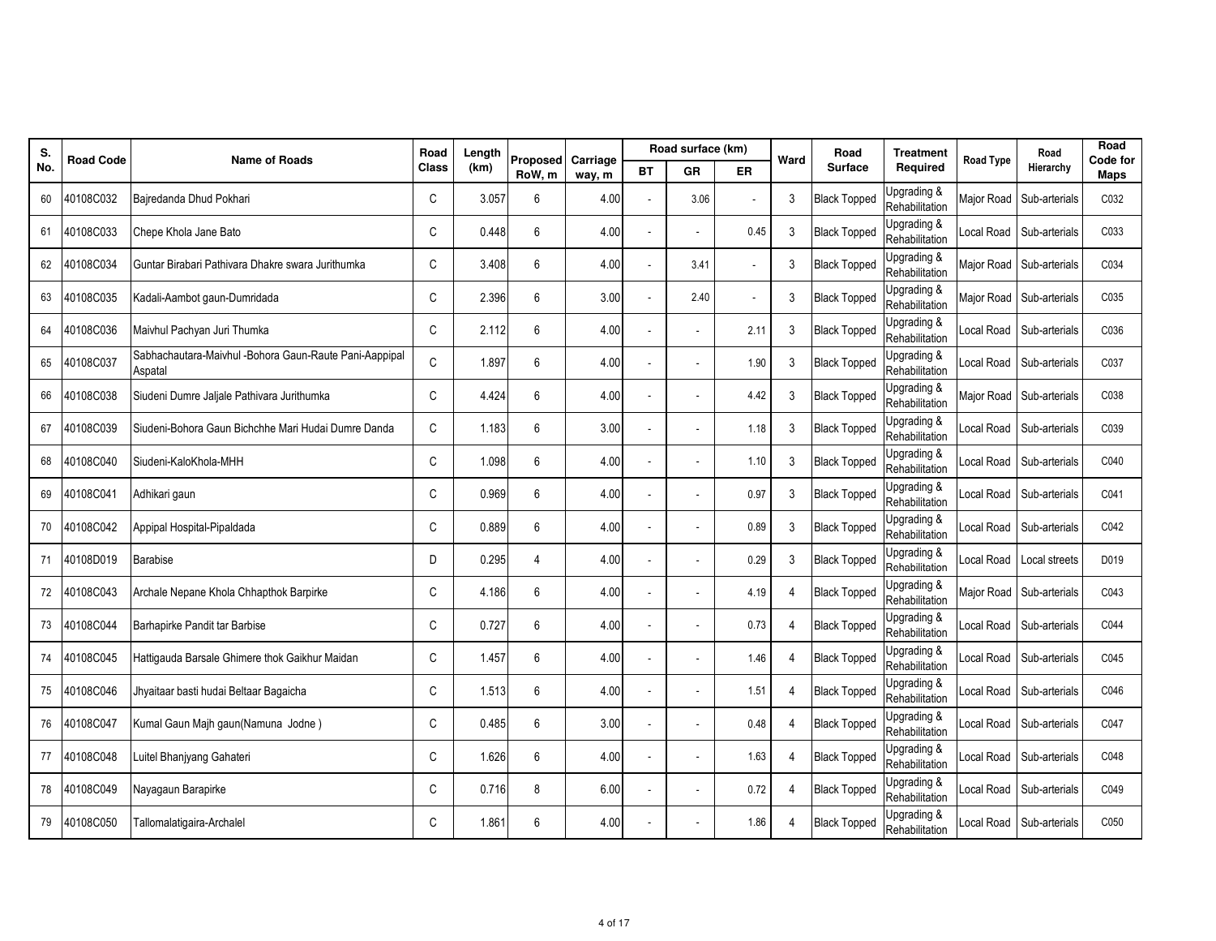| S. No. | Road Code | Name of Roads | Road Class | Length (km) | Proposed RoW, m | Carriage way, m | Road surface (km) | | | Ward | Road Surface | Treatment Required | Road Type | Road Hierarchy | Road Code for Maps |
|---|---|---|---|---|---|---|---|---|---|---|---|---|---|---|---|
| | | | | | | | BT | GR | ER | | | | | | |
| 60 | 40108C032 | Bajredanda Dhud Pokhari | C | 3.057 | 6 | 4.00 | - | 3.06 | - | 3 | Black Topped | Upgrading & Rehabilitation | Major Road | Sub-arterials | C032 |
| 61 | 40108C033 | Chepe Khola Jane Bato | C | 0.448 | 6 | 4.00 | - | - | 0.45 | 3 | Black Topped | Upgrading & Rehabilitation | Local Road | Sub-arterials | C033 |
| 62 | 40108C034 | Guntar Birabari Pathivara Dhakre swara Jurithumka | C | 3.408 | 6 | 4.00 | - | 3.41 | - | 3 | Black Topped | Upgrading & Rehabilitation | Major Road | Sub-arterials | C034 |
| 63 | 40108C035 | Kadali-Aambot gaun-Dumridada | C | 2.396 | 6 | 3.00 | - | 2.40 | - | 3 | Black Topped | Upgrading & Rehabilitation | Major Road | Sub-arterials | C035 |
| 64 | 40108C036 | Maivhul Pachyan Juri Thumka | C | 2.112 | 6 | 4.00 | - | - | 2.11 | 3 | Black Topped | Upgrading & Rehabilitation | Local Road | Sub-arterials | C036 |
| 65 | 40108C037 | Sabhachautara-Maivhul -Bohora Gaun-Raute Pani-Aappipal Aspatal | C | 1.897 | 6 | 4.00 | - | - | 1.90 | 3 | Black Topped | Upgrading & Rehabilitation | Local Road | Sub-arterials | C037 |
| 66 | 40108C038 | Siudeni Dumre Jaljale Pathivara Jurithumka | C | 4.424 | 6 | 4.00 | - | - | 4.42 | 3 | Black Topped | Upgrading & Rehabilitation | Major Road | Sub-arterials | C038 |
| 67 | 40108C039 | Siudeni-Bohora Gaun Bichchhe Mari Hudai Dumre Danda | C | 1.183 | 6 | 3.00 | - | - | 1.18 | 3 | Black Topped | Upgrading & Rehabilitation | Local Road | Sub-arterials | C039 |
| 68 | 40108C040 | Siudeni-KaloKhola-MHH | C | 1.098 | 6 | 4.00 | - | - | 1.10 | 3 | Black Topped | Upgrading & Rehabilitation | Local Road | Sub-arterials | C040 |
| 69 | 40108C041 | Adhikari gaun | C | 0.969 | 6 | 4.00 | - | - | 0.97 | 3 | Black Topped | Upgrading & Rehabilitation | Local Road | Sub-arterials | C041 |
| 70 | 40108C042 | Appipal Hospital-Pipaldada | C | 0.889 | 6 | 4.00 | - | - | 0.89 | 3 | Black Topped | Upgrading & Rehabilitation | Local Road | Sub-arterials | C042 |
| 71 | 40108D019 | Barabise | D | 0.295 | 4 | 4.00 | - | - | 0.29 | 3 | Black Topped | Upgrading & Rehabilitation | Local Road | Local streets | D019 |
| 72 | 40108C043 | Archale Nepane Khola Chhapthok Barpirke | C | 4.186 | 6 | 4.00 | - | - | 4.19 | 4 | Black Topped | Upgrading & Rehabilitation | Major Road | Sub-arterials | C043 |
| 73 | 40108C044 | Barhapirke Pandit tar Barbise | C | 0.727 | 6 | 4.00 | - | - | 0.73 | 4 | Black Topped | Upgrading & Rehabilitation | Local Road | Sub-arterials | C044 |
| 74 | 40108C045 | Hattigauda Barsale Ghimere thok Gaikhur Maidan | C | 1.457 | 6 | 4.00 | - | - | 1.46 | 4 | Black Topped | Upgrading & Rehabilitation | Local Road | Sub-arterials | C045 |
| 75 | 40108C046 | Jhyaitaar basti hudai Beltaar Bagaicha | C | 1.513 | 6 | 4.00 | - | - | 1.51 | 4 | Black Topped | Upgrading & Rehabilitation | Local Road | Sub-arterials | C046 |
| 76 | 40108C047 | Kumal Gaun Majh gaun(Namuna Jodne ) | C | 0.485 | 6 | 3.00 | - | - | 0.48 | 4 | Black Topped | Upgrading & Rehabilitation | Local Road | Sub-arterials | C047 |
| 77 | 40108C048 | Luitel Bhanjyang Gahateri | C | 1.626 | 6 | 4.00 | - | - | 1.63 | 4 | Black Topped | Upgrading & Rehabilitation | Local Road | Sub-arterials | C048 |
| 78 | 40108C049 | Nayagaun Barapirke | C | 0.716 | 8 | 6.00 | - | - | 0.72 | 4 | Black Topped | Upgrading & Rehabilitation | Local Road | Sub-arterials | C049 |
| 79 | 40108C050 | Tallomalatigaira-Archalel | C | 1.861 | 6 | 4.00 | - | - | 1.86 | 4 | Black Topped | Upgrading & Rehabilitation | Local Road | Sub-arterials | C050 |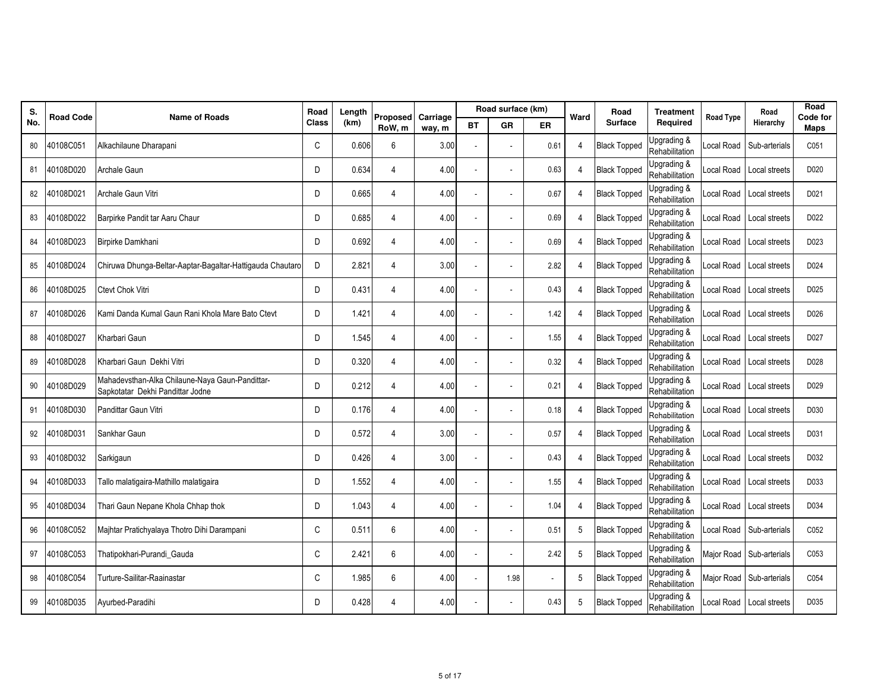| S. No. | Road Code | Name of Roads | Road Class | Length (km) | Proposed RoW, m | Carriage way, m | Road surface (km) | | | Ward | Road Surface | Treatment Required | Road Type | Road Hierarchy | Road Code for Maps |
|---|---|---|---|---|---|---|---|---|---|---|---|---|---|---|---|
| | | | | | | | BT | GR | ER | | | | | | |
| 80 | 40108C051 | Alkachilaune Dharapani | C | 0.606 | 6 | 3.00 | - | - | 0.61 | 4 | Black Topped | Upgrading & Rehabilitation | Local Road | Sub-arterials | C051 |
| 81 | 40108D020 | Archale Gaun | D | 0.634 | 4 | 4.00 | - | - | 0.63 | 4 | Black Topped | Upgrading & Rehabilitation | Local Road | Local streets | D020 |
| 82 | 40108D021 | Archale Gaun Vitri | D | 0.665 | 4 | 4.00 | - | - | 0.67 | 4 | Black Topped | Upgrading & Rehabilitation | Local Road | Local streets | D021 |
| 83 | 40108D022 | Barpirke Pandit tar Aaru Chaur | D | 0.685 | 4 | 4.00 | - | - | 0.69 | 4 | Black Topped | Upgrading & Rehabilitation | Local Road | Local streets | D022 |
| 84 | 40108D023 | Birpirke Damkhani | D | 0.692 | 4 | 4.00 | - | - | 0.69 | 4 | Black Topped | Upgrading & Rehabilitation | Local Road | Local streets | D023 |
| 85 | 40108D024 | Chiruwa Dhunga-Beltar-Aaptar-Bagaltar-Hattigauda Chautaro | D | 2.821 | 4 | 3.00 | - | - | 2.82 | 4 | Black Topped | Upgrading & Rehabilitation | Local Road | Local streets | D024 |
| 86 | 40108D025 | Ctevt Chok Vitri | D | 0.431 | 4 | 4.00 | - | - | 0.43 | 4 | Black Topped | Upgrading & Rehabilitation | Local Road | Local streets | D025 |
| 87 | 40108D026 | Kami Danda Kumal Gaun Rani Khola Mare Bato Ctevt | D | 1.421 | 4 | 4.00 | - | - | 1.42 | 4 | Black Topped | Upgrading & Rehabilitation | Local Road | Local streets | D026 |
| 88 | 40108D027 | Kharbari Gaun | D | 1.545 | 4 | 4.00 | - | - | 1.55 | 4 | Black Topped | Upgrading & Rehabilitation | Local Road | Local streets | D027 |
| 89 | 40108D028 | Kharbari Gaun Dekhi Vitri | D | 0.320 | 4 | 4.00 | - | - | 0.32 | 4 | Black Topped | Upgrading & Rehabilitation | Local Road | Local streets | D028 |
| 90 | 40108D029 | Mahadevsthan-Alka Chilaune-Naya Gaun-Pandittar-Sapkotatar Dekhi Pandittar Jodne | D | 0.212 | 4 | 4.00 | - | - | 0.21 | 4 | Black Topped | Upgrading & Rehabilitation | Local Road | Local streets | D029 |
| 91 | 40108D030 | Pandittar Gaun Vitri | D | 0.176 | 4 | 4.00 | - | - | 0.18 | 4 | Black Topped | Upgrading & Rehabilitation | Local Road | Local streets | D030 |
| 92 | 40108D031 | Sankhar Gaun | D | 0.572 | 4 | 3.00 | - | - | 0.57 | 4 | Black Topped | Upgrading & Rehabilitation | Local Road | Local streets | D031 |
| 93 | 40108D032 | Sarkigaun | D | 0.426 | 4 | 3.00 | - | - | 0.43 | 4 | Black Topped | Upgrading & Rehabilitation | Local Road | Local streets | D032 |
| 94 | 40108D033 | Tallo malatigaira-Mathillo malatigaira | D | 1.552 | 4 | 4.00 | - | - | 1.55 | 4 | Black Topped | Upgrading & Rehabilitation | Local Road | Local streets | D033 |
| 95 | 40108D034 | Thari Gaun Nepane Khola Chhap thok | D | 1.043 | 4 | 4.00 | - | - | 1.04 | 4 | Black Topped | Upgrading & Rehabilitation | Local Road | Local streets | D034 |
| 96 | 40108C052 | Majhtar Pratichyalaya Thotro Dihi Darampani | C | 0.511 | 6 | 4.00 | - | - | 0.51 | 5 | Black Topped | Upgrading & Rehabilitation | Local Road | Sub-arterials | C052 |
| 97 | 40108C053 | Thatipokhari-Purandi_Gauda | C | 2.421 | 6 | 4.00 | - | - | 2.42 | 5 | Black Topped | Upgrading & Rehabilitation | Major Road | Sub-arterials | C053 |
| 98 | 40108C054 | Turture-Sailitar-Raainastar | C | 1.985 | 6 | 4.00 | - | 1.98 | - | 5 | Black Topped | Upgrading & Rehabilitation | Major Road | Sub-arterials | C054 |
| 99 | 40108D035 | Ayurbed-Paradihi | D | 0.428 | 4 | 4.00 | - | - | 0.43 | 5 | Black Topped | Upgrading & Rehabilitation | Local Road | Local streets | D035 |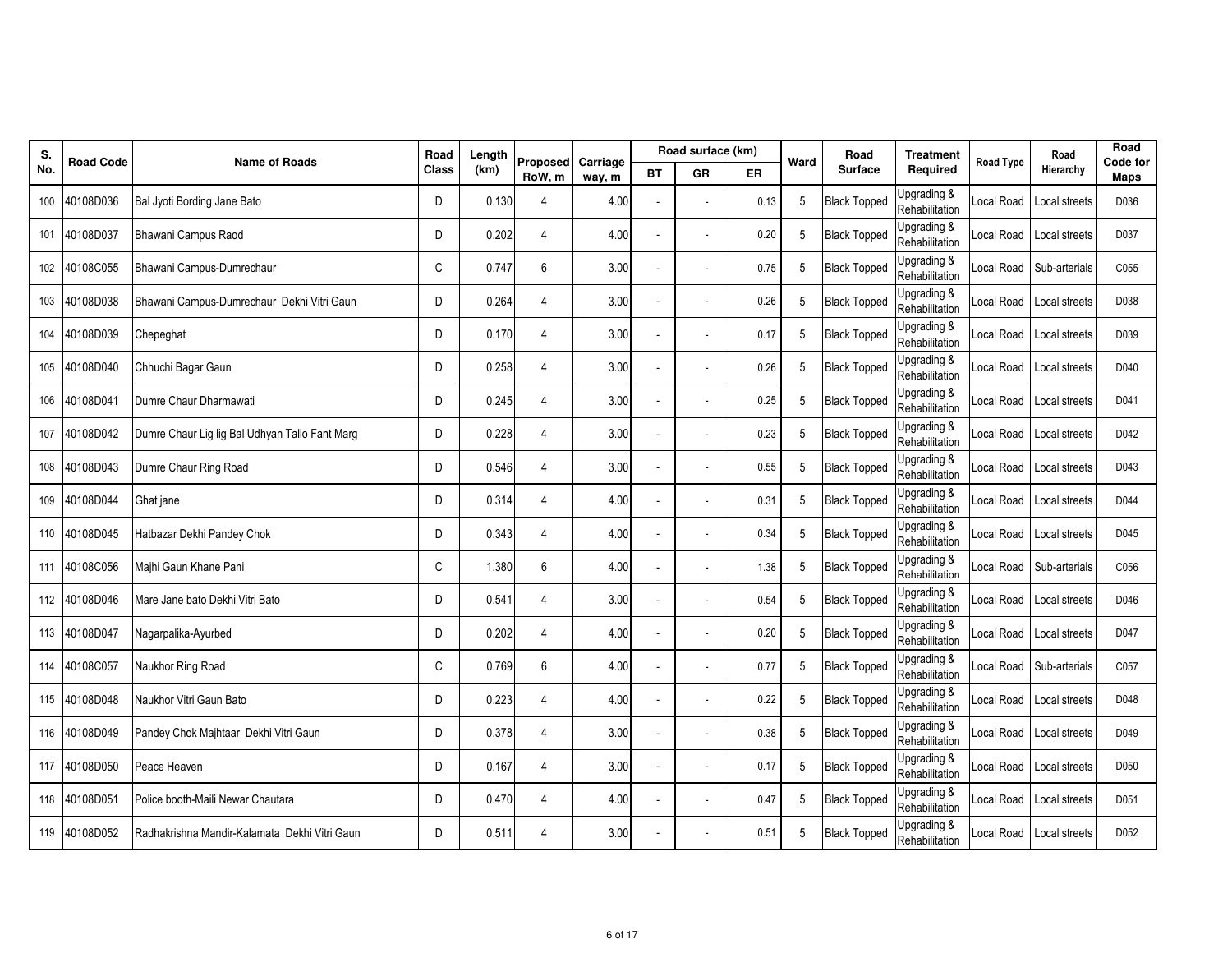| S. No. | Road Code | Name of Roads | Road Class | Length (km) | Proposed RoW, m | Carriage way, m | Road surface (km) | | | Ward | Road Surface | Treatment Required | Road Type | Road Hierarchy | Road Code for Maps |
|---|---|---|---|---|---|---|---|---|---|---|---|---|---|---|---|
| | | | | | | | BT | GR | ER | | | | | | |
| 100 | 40108D036 | Bal Jyoti Bording Jane Bato | D | 0.130 | 4 | 4.00 | - | - | 0.13 | 5 | Black Topped | Upgrading & Rehabilitation | Local Road | Local streets | D036 |
| 101 | 40108D037 | Bhawani Campus Raod | D | 0.202 | 4 | 4.00 | - | - | 0.20 | 5 | Black Topped | Upgrading & Rehabilitation | Local Road | Local streets | D037 |
| 102 | 40108C055 | Bhawani Campus-Dumrechaur | C | 0.747 | 6 | 3.00 | - | - | 0.75 | 5 | Black Topped | Upgrading & Rehabilitation | Local Road | Sub-arterials | C055 |
| 103 | 40108D038 | Bhawani Campus-Dumrechaur Dekhi Vitri Gaun | D | 0.264 | 4 | 3.00 | - | - | 0.26 | 5 | Black Topped | Upgrading & Rehabilitation | Local Road | Local streets | D038 |
| 104 | 40108D039 | Chepeghat | D | 0.170 | 4 | 3.00 | - | - | 0.17 | 5 | Black Topped | Upgrading & Rehabilitation | Local Road | Local streets | D039 |
| 105 | 40108D040 | Chhuchi Bagar Gaun | D | 0.258 | 4 | 3.00 | - | - | 0.26 | 5 | Black Topped | Upgrading & Rehabilitation | Local Road | Local streets | D040 |
| 106 | 40108D041 | Dumre Chaur Dharmawati | D | 0.245 | 4 | 3.00 | - | - | 0.25 | 5 | Black Topped | Upgrading & Rehabilitation | Local Road | Local streets | D041 |
| 107 | 40108D042 | Dumre Chaur Lig lig Bal Udhyan Tallo Fant Marg | D | 0.228 | 4 | 3.00 | - | - | 0.23 | 5 | Black Topped | Upgrading & Rehabilitation | Local Road | Local streets | D042 |
| 108 | 40108D043 | Dumre Chaur Ring Road | D | 0.546 | 4 | 3.00 | - | - | 0.55 | 5 | Black Topped | Upgrading & Rehabilitation | Local Road | Local streets | D043 |
| 109 | 40108D044 | Ghat jane | D | 0.314 | 4 | 4.00 | - | - | 0.31 | 5 | Black Topped | Upgrading & Rehabilitation | Local Road | Local streets | D044 |
| 110 | 40108D045 | Hatbazar Dekhi Pandey Chok | D | 0.343 | 4 | 4.00 | - | - | 0.34 | 5 | Black Topped | Upgrading & Rehabilitation | Local Road | Local streets | D045 |
| 111 | 40108C056 | Majhi Gaun Khane Pani | C | 1.380 | 6 | 4.00 | - | - | 1.38 | 5 | Black Topped | Upgrading & Rehabilitation | Local Road | Sub-arterials | C056 |
| 112 | 40108D046 | Mare Jane bato Dekhi Vitri Bato | D | 0.541 | 4 | 3.00 | - | - | 0.54 | 5 | Black Topped | Upgrading & Rehabilitation | Local Road | Local streets | D046 |
| 113 | 40108D047 | Nagarpalika-Ayurbed | D | 0.202 | 4 | 4.00 | - | - | 0.20 | 5 | Black Topped | Upgrading & Rehabilitation | Local Road | Local streets | D047 |
| 114 | 40108C057 | Naukhor Ring Road | C | 0.769 | 6 | 4.00 | - | - | 0.77 | 5 | Black Topped | Upgrading & Rehabilitation | Local Road | Sub-arterials | C057 |
| 115 | 40108D048 | Naukhor Vitri Gaun Bato | D | 0.223 | 4 | 4.00 | - | - | 0.22 | 5 | Black Topped | Upgrading & Rehabilitation | Local Road | Local streets | D048 |
| 116 | 40108D049 | Pandey Chok Majhtaar Dekhi Vitri Gaun | D | 0.378 | 4 | 3.00 | - | - | 0.38 | 5 | Black Topped | Upgrading & Rehabilitation | Local Road | Local streets | D049 |
| 117 | 40108D050 | Peace Heaven | D | 0.167 | 4 | 3.00 | - | - | 0.17 | 5 | Black Topped | Upgrading & Rehabilitation | Local Road | Local streets | D050 |
| 118 | 40108D051 | Police booth-Maili Newar Chautara | D | 0.470 | 4 | 4.00 | - | - | 0.47 | 5 | Black Topped | Upgrading & Rehabilitation | Local Road | Local streets | D051 |
| 119 | 40108D052 | Radhakrishna Mandir-Kalamata Dekhi Vitri Gaun | D | 0.511 | 4 | 3.00 | - | - | 0.51 | 5 | Black Topped | Upgrading & Rehabilitation | Local Road | Local streets | D052 |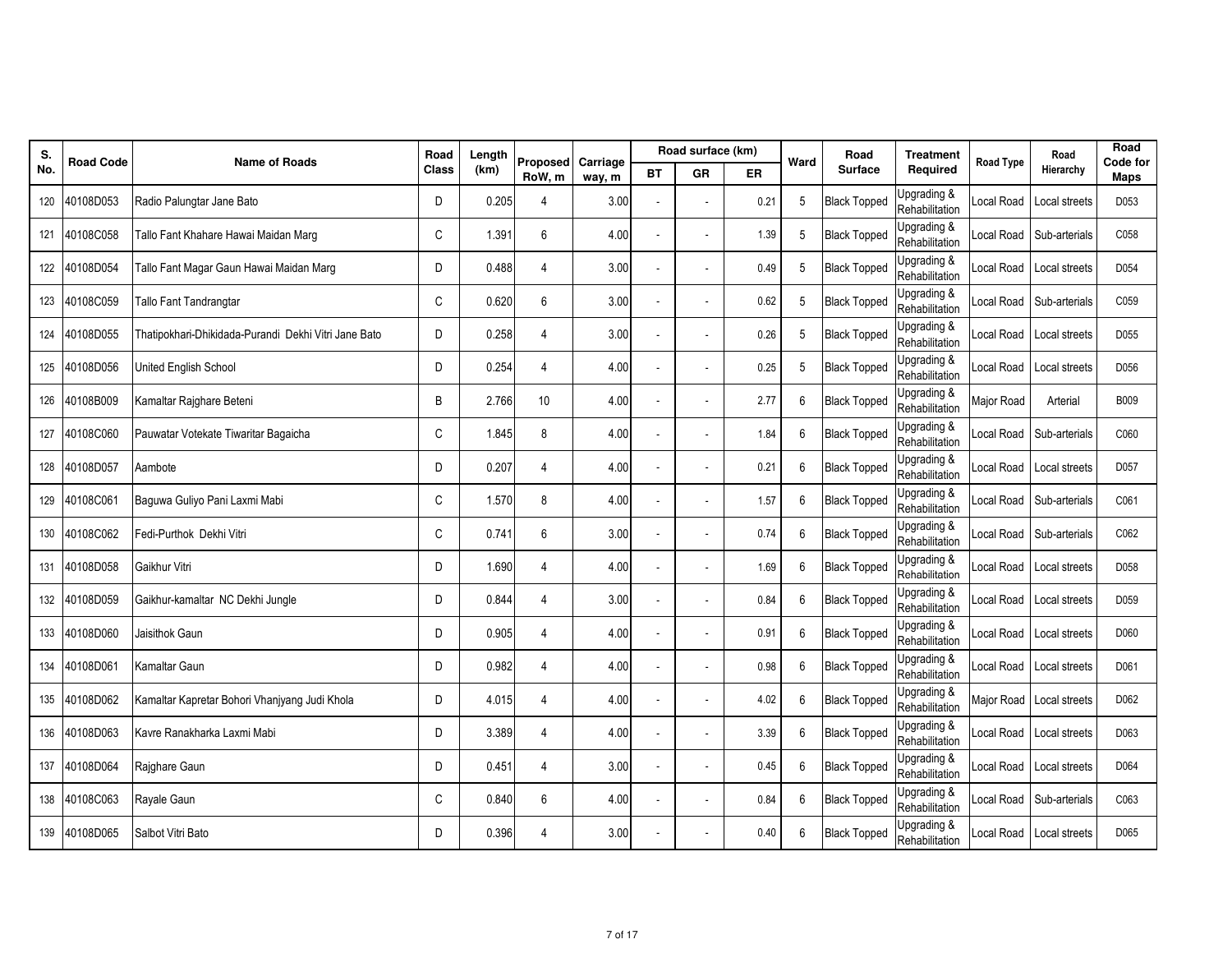| S. No. | Road Code | Name of Roads | Road Class | Length (km) | Proposed RoW, m | Carriage way, m | Road surface (km) | | | Ward | Road Surface | Treatment Required | Road Type | Road Hierarchy | Road Code for Maps |
|---|---|---|---|---|---|---|---|---|---|---|---|---|---|---|---|
| | | | | | | | BT | GR | ER | | | | | | |
| 120 | 40108D053 | Radio Palungtar Jane Bato | D | 0.205 | 4 | 3.00 | - | - | 0.21 | 5 | Black Topped | Upgrading & Rehabilitation | Local Road | Local streets | D053 |
| 121 | 40108C058 | Tallo Fant Khahare Hawai Maidan Marg | C | 1.391 | 6 | 4.00 | - | - | 1.39 | 5 | Black Topped | Upgrading & Rehabilitation | Local Road | Sub-arterials | C058 |
| 122 | 40108D054 | Tallo Fant Magar Gaun Hawai Maidan Marg | D | 0.488 | 4 | 3.00 | - | - | 0.49 | 5 | Black Topped | Upgrading & Rehabilitation | Local Road | Local streets | D054 |
| 123 | 40108C059 | Tallo Fant Tandrangtar | C | 0.620 | 6 | 3.00 | - | - | 0.62 | 5 | Black Topped | Upgrading & Rehabilitation | Local Road | Sub-arterials | C059 |
| 124 | 40108D055 | Thatipokhari-Dhikidada-Purandi Dekhi Vitri Jane Bato | D | 0.258 | 4 | 3.00 | - | - | 0.26 | 5 | Black Topped | Upgrading & Rehabilitation | Local Road | Local streets | D055 |
| 125 | 40108D056 | United English School | D | 0.254 | 4 | 4.00 | - | - | 0.25 | 5 | Black Topped | Upgrading & Rehabilitation | Local Road | Local streets | D056 |
| 126 | 40108B009 | Kamaltar Rajghare Beteni | B | 2.766 | 10 | 4.00 | - | - | 2.77 | 6 | Black Topped | Upgrading & Rehabilitation | Major Road | Arterial | B009 |
| 127 | 40108C060 | Pauwatar Votekate Tiwaritar Bagaicha | C | 1.845 | 8 | 4.00 | - | - | 1.84 | 6 | Black Topped | Upgrading & Rehabilitation | Local Road | Sub-arterials | C060 |
| 128 | 40108D057 | Aambote | D | 0.207 | 4 | 4.00 | - | - | 0.21 | 6 | Black Topped | Upgrading & Rehabilitation | Local Road | Local streets | D057 |
| 129 | 40108C061 | Baguwa Guliyo Pani Laxmi Mabi | C | 1.570 | 8 | 4.00 | - | - | 1.57 | 6 | Black Topped | Upgrading & Rehabilitation | Local Road | Sub-arterials | C061 |
| 130 | 40108C062 | Fedi-Purthok Dekhi Vitri | C | 0.741 | 6 | 3.00 | - | - | 0.74 | 6 | Black Topped | Upgrading & Rehabilitation | Local Road | Sub-arterials | C062 |
| 131 | 40108D058 | Gaikhur Vitri | D | 1.690 | 4 | 4.00 | - | - | 1.69 | 6 | Black Topped | Upgrading & Rehabilitation | Local Road | Local streets | D058 |
| 132 | 40108D059 | Gaikhur-kamaltar NC Dekhi Jungle | D | 0.844 | 4 | 3.00 | - | - | 0.84 | 6 | Black Topped | Upgrading & Rehabilitation | Local Road | Local streets | D059 |
| 133 | 40108D060 | Jaisithok Gaun | D | 0.905 | 4 | 4.00 | - | - | 0.91 | 6 | Black Topped | Upgrading & Rehabilitation | Local Road | Local streets | D060 |
| 134 | 40108D061 | Kamaltar Gaun | D | 0.982 | 4 | 4.00 | - | - | 0.98 | 6 | Black Topped | Upgrading & Rehabilitation | Local Road | Local streets | D061 |
| 135 | 40108D062 | Kamaltar Kapretar Bohori Vhanjyang Judi Khola | D | 4.015 | 4 | 4.00 | - | - | 4.02 | 6 | Black Topped | Upgrading & Rehabilitation | Major Road | Local streets | D062 |
| 136 | 40108D063 | Kavre Ranakharka Laxmi Mabi | D | 3.389 | 4 | 4.00 | - | - | 3.39 | 6 | Black Topped | Upgrading & Rehabilitation | Local Road | Local streets | D063 |
| 137 | 40108D064 | Rajghare Gaun | D | 0.451 | 4 | 3.00 | - | - | 0.45 | 6 | Black Topped | Upgrading & Rehabilitation | Local Road | Local streets | D064 |
| 138 | 40108C063 | Rayale Gaun | C | 0.840 | 6 | 4.00 | - | - | 0.84 | 6 | Black Topped | Upgrading & Rehabilitation | Local Road | Sub-arterials | C063 |
| 139 | 40108D065 | Salbot Vitri Bato | D | 0.396 | 4 | 3.00 | - | - | 0.40 | 6 | Black Topped | Upgrading & Rehabilitation | Local Road | Local streets | D065 |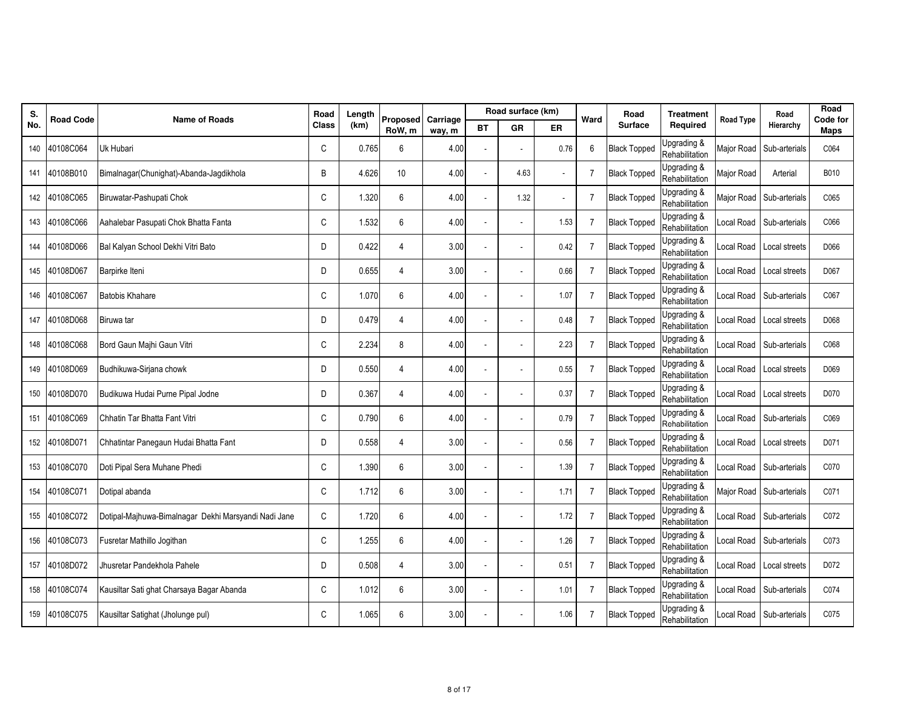| S. No. | Road Code | Name of Roads | Road Class | Length (km) | Proposed RoW, m | Carriage way, m | Road surface (km) | | | Ward | Road Surface | Treatment Required | Road Type | Road Hierarchy | Road Code for Maps |
|---|---|---|---|---|---|---|---|---|---|---|---|---|---|---|---|
| | | | | | | | BT | GR | ER | | | | | | |
| 140 | 40108C064 | Uk Hubari | C | 0.765 | 6 | 4.00 | - | - | 0.76 | 6 | Black Topped | Upgrading & Rehabilitation | Major Road | Sub-arterials | C064 |
| 141 | 40108B010 | Bimalnagar(Chunighat)-Abanda-Jagdikhola | B | 4.626 | 10 | 4.00 | - | 4.63 | - | 7 | Black Topped | Upgrading & Rehabilitation | Major Road | Arterial | B010 |
| 142 | 40108C065 | Biruwatar-Pashupati Chok | C | 1.320 | 6 | 4.00 | - | 1.32 | - | 7 | Black Topped | Upgrading & Rehabilitation | Major Road | Sub-arterials | C065 |
| 143 | 40108C066 | Aahalebar Pasupati Chok Bhatta Fanta | C | 1.532 | 6 | 4.00 | - | - | 1.53 | 7 | Black Topped | Upgrading & Rehabilitation | Local Road | Sub-arterials | C066 |
| 144 | 40108D066 | Bal Kalyan School Dekhi Vitri Bato | D | 0.422 | 4 | 3.00 | - | - | 0.42 | 7 | Black Topped | Upgrading & Rehabilitation | Local Road | Local streets | D066 |
| 145 | 40108D067 | Barpirke Iteni | D | 0.655 | 4 | 3.00 | - | - | 0.66 | 7 | Black Topped | Upgrading & Rehabilitation | Local Road | Local streets | D067 |
| 146 | 40108C067 | Batobis Khahare | C | 1.070 | 6 | 4.00 | - | - | 1.07 | 7 | Black Topped | Upgrading & Rehabilitation | Local Road | Sub-arterials | C067 |
| 147 | 40108D068 | Biruwa tar | D | 0.479 | 4 | 4.00 | - | - | 0.48 | 7 | Black Topped | Upgrading & Rehabilitation | Local Road | Local streets | D068 |
| 148 | 40108C068 | Bord Gaun Majhi Gaun Vitri | C | 2.234 | 8 | 4.00 | - | - | 2.23 | 7 | Black Topped | Upgrading & Rehabilitation | Local Road | Sub-arterials | C068 |
| 149 | 40108D069 | Budhikuwa-Sirjana chowk | D | 0.550 | 4 | 4.00 | - | - | 0.55 | 7 | Black Topped | Upgrading & Rehabilitation | Local Road | Local streets | D069 |
| 150 | 40108D070 | Budikuwa Hudai Purne Pipal Jodne | D | 0.367 | 4 | 4.00 | - | - | 0.37 | 7 | Black Topped | Upgrading & Rehabilitation | Local Road | Local streets | D070 |
| 151 | 40108C069 | Chhatin Tar Bhatta Fant Vitri | C | 0.790 | 6 | 4.00 | - | - | 0.79 | 7 | Black Topped | Upgrading & Rehabilitation | Local Road | Sub-arterials | C069 |
| 152 | 40108D071 | Chhatintar Panegaun Hudai Bhatta Fant | D | 0.558 | 4 | 3.00 | - | - | 0.56 | 7 | Black Topped | Upgrading & Rehabilitation | Local Road | Local streets | D071 |
| 153 | 40108C070 | Doti Pipal Sera Muhane Phedi | C | 1.390 | 6 | 3.00 | - | - | 1.39 | 7 | Black Topped | Upgrading & Rehabilitation | Local Road | Sub-arterials | C070 |
| 154 | 40108C071 | Dotipal abanda | C | 1.712 | 6 | 3.00 | - | - | 1.71 | 7 | Black Topped | Upgrading & Rehabilitation | Major Road | Sub-arterials | C071 |
| 155 | 40108C072 | Dotipal-Majhuwa-Bimalnagar Dekhi Marsyandi Nadi Jane | C | 1.720 | 6 | 4.00 | - | - | 1.72 | 7 | Black Topped | Upgrading & Rehabilitation | Local Road | Sub-arterials | C072 |
| 156 | 40108C073 | Fusretar Mathillo Jogithan | C | 1.255 | 6 | 4.00 | - | - | 1.26 | 7 | Black Topped | Upgrading & Rehabilitation | Local Road | Sub-arterials | C073 |
| 157 | 40108D072 | Jhusretar Pandekhola Pahele | D | 0.508 | 4 | 3.00 | - | - | 0.51 | 7 | Black Topped | Upgrading & Rehabilitation | Local Road | Local streets | D072 |
| 158 | 40108C074 | Kausiltar Sati ghat Charsaya Bagar Abanda | C | 1.012 | 6 | 3.00 | - | - | 1.01 | 7 | Black Topped | Upgrading & Rehabilitation | Local Road | Sub-arterials | C074 |
| 159 | 40108C075 | Kausiltar Satighat (Jholunge pul) | C | 1.065 | 6 | 3.00 | - | - | 1.06 | 7 | Black Topped | Upgrading & Rehabilitation | Local Road | Sub-arterials | C075 |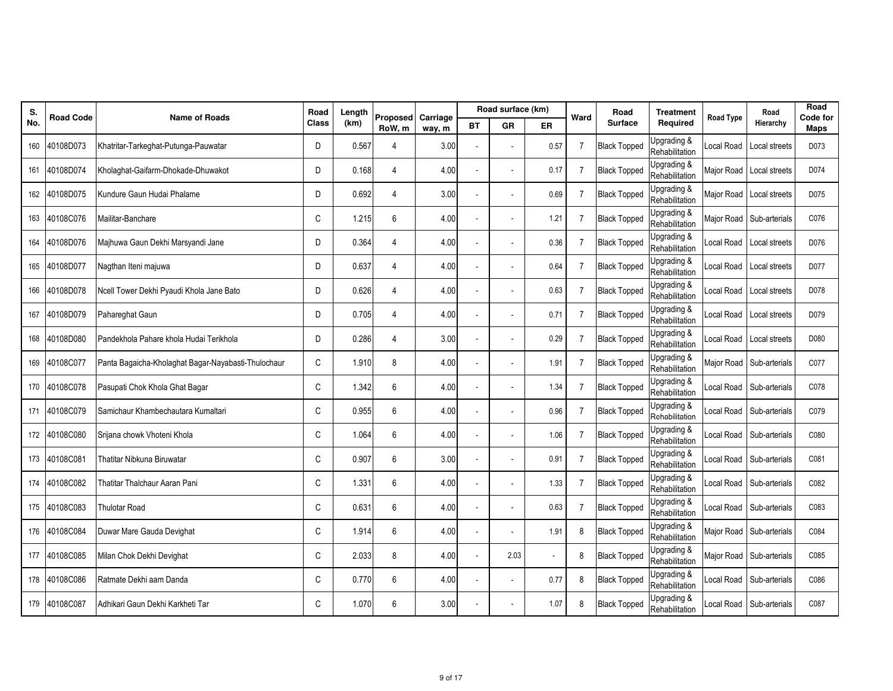| S. No. | Road Code | Name of Roads | Road Class | Length (km) | Proposed RoW, m | Carriage way, m | Road surface (km) | | | Ward | Road Surface | Treatment Required | Road Type | Road Hierarchy | Road Code for Maps |
|---|---|---|---|---|---|---|---|---|---|---|---|---|---|---|---|
| | | | | | | | BT | GR | ER | | | | | | |
| 160 | 40108D073 | Khatritar-Tarkeghat-Putunga-Pauwatar | D | 0.567 | 4 | 3.00 | - | - | 0.57 | 7 | Black Topped | Upgrading & Rehabilitation | Local Road | Local streets | D073 |
| 161 | 40108D074 | Kholaghat-Gaifarm-Dhokade-Dhuwakot | D | 0.168 | 4 | 4.00 | - | - | 0.17 | 7 | Black Topped | Upgrading & Rehabilitation | Major Road | Local streets | D074 |
| 162 | 40108D075 | Kundure Gaun Hudai Phalame | D | 0.692 | 4 | 3.00 | - | - | 0.69 | 7 | Black Topped | Upgrading & Rehabilitation | Major Road | Local streets | D075 |
| 163 | 40108C076 | Mailitar-Banchare | C | 1.215 | 6 | 4.00 | - | - | 1.21 | 7 | Black Topped | Upgrading & Rehabilitation | Major Road | Sub-arterials | C076 |
| 164 | 40108D076 | Majhuwa Gaun Dekhi Marsyandi Jane | D | 0.364 | 4 | 4.00 | - | - | 0.36 | 7 | Black Topped | Upgrading & Rehabilitation | Local Road | Local streets | D076 |
| 165 | 40108D077 | Nagthan Iteni majuwa | D | 0.637 | 4 | 4.00 | - | - | 0.64 | 7 | Black Topped | Upgrading & Rehabilitation | Local Road | Local streets | D077 |
| 166 | 40108D078 | Ncell Tower Dekhi Pyaudi Khola Jane Bato | D | 0.626 | 4 | 4.00 | - | - | 0.63 | 7 | Black Topped | Upgrading & Rehabilitation | Local Road | Local streets | D078 |
| 167 | 40108D079 | Pahareghat Gaun | D | 0.705 | 4 | 4.00 | - | - | 0.71 | 7 | Black Topped | Upgrading & Rehabilitation | Local Road | Local streets | D079 |
| 168 | 40108D080 | Pandekhola Pahare khola Hudai Terikhola | D | 0.286 | 4 | 3.00 | - | - | 0.29 | 7 | Black Topped | Upgrading & Rehabilitation | Local Road | Local streets | D080 |
| 169 | 40108C077 | Panta Bagaicha-Kholaghat Bagar-Nayabasti-Thulochaur | C | 1.910 | 8 | 4.00 | - | - | 1.91 | 7 | Black Topped | Upgrading & Rehabilitation | Major Road | Sub-arterials | C077 |
| 170 | 40108C078 | Pasupati Chok Khola Ghat Bagar | C | 1.342 | 6 | 4.00 | - | - | 1.34 | 7 | Black Topped | Upgrading & Rehabilitation | Local Road | Sub-arterials | C078 |
| 171 | 40108C079 | Samichaur Khambechautara Kumaltari | C | 0.955 | 6 | 4.00 | - | - | 0.96 | 7 | Black Topped | Upgrading & Rehabilitation | Local Road | Sub-arterials | C079 |
| 172 | 40108C080 | Srijana chowk Vhoteni Khola | C | 1.064 | 6 | 4.00 | - | - | 1.06 | 7 | Black Topped | Upgrading & Rehabilitation | Local Road | Sub-arterials | C080 |
| 173 | 40108C081 | Thatitar Nibkuna Biruwatar | C | 0.907 | 6 | 3.00 | - | - | 0.91 | 7 | Black Topped | Upgrading & Rehabilitation | Local Road | Sub-arterials | C081 |
| 174 | 40108C082 | Thatitar Thalchaur Aaran Pani | C | 1.331 | 6 | 4.00 | - | - | 1.33 | 7 | Black Topped | Upgrading & Rehabilitation | Local Road | Sub-arterials | C082 |
| 175 | 40108C083 | Thulotar Road | C | 0.631 | 6 | 4.00 | - | - | 0.63 | 7 | Black Topped | Upgrading & Rehabilitation | Local Road | Sub-arterials | C083 |
| 176 | 40108C084 | Duwar Mare Gauda Devighat | C | 1.914 | 6 | 4.00 | - | - | 1.91 | 8 | Black Topped | Upgrading & Rehabilitation | Major Road | Sub-arterials | C084 |
| 177 | 40108C085 | Milan Chok Dekhi Devighat | C | 2.033 | 8 | 4.00 | - | 2.03 | - | 8 | Black Topped | Upgrading & Rehabilitation | Major Road | Sub-arterials | C085 |
| 178 | 40108C086 | Ratmate Dekhi aam Danda | C | 0.770 | 6 | 4.00 | - | - | 0.77 | 8 | Black Topped | Upgrading & Rehabilitation | Local Road | Sub-arterials | C086 |
| 179 | 40108C087 | Adhikari Gaun Dekhi Karkheti Tar | C | 1.070 | 6 | 3.00 | - | - | 1.07 | 8 | Black Topped | Upgrading & Rehabilitation | Local Road | Sub-arterials | C087 |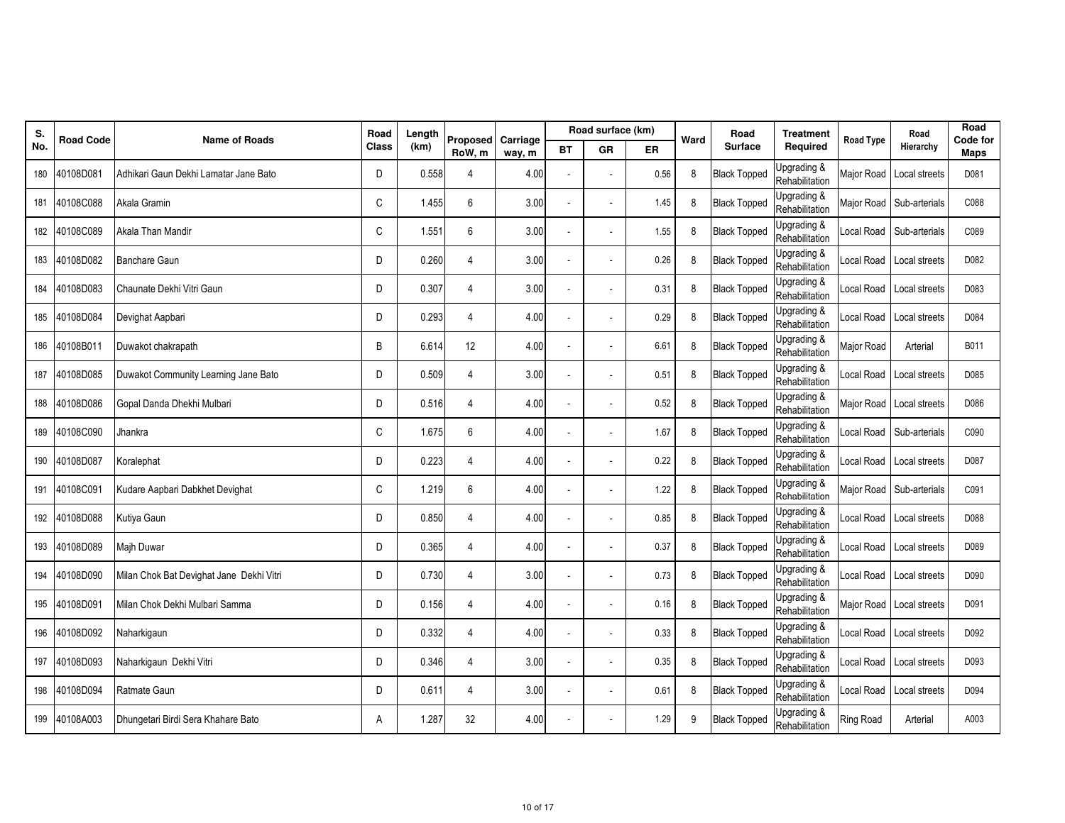| S. No. | Road Code | Name of Roads | Road Class | Length (km) | Proposed RoW, m | Carriage way, m | Road surface (km) | | | Ward | Road Surface | Treatment Required | Road Type | Road Hierarchy | Road Code for Maps |
|---|---|---|---|---|---|---|---|---|---|---|---|---|---|---|---|
| | | | | | | | BT | GR | ER | | | | | | |
| 180 | 40108D081 | Adhikari Gaun Dekhi Lamatar Jane Bato | D | 0.558 | 4 | 4.00 | - | - | 0.56 | 8 | Black Topped | Upgrading & Rehabilitation | Major Road | Local streets | D081 |
| 181 | 40108C088 | Akala Gramin | C | 1.455 | 6 | 3.00 | - | - | 1.45 | 8 | Black Topped | Upgrading & Rehabilitation | Major Road | Sub-arterials | C088 |
| 182 | 40108C089 | Akala Than Mandir | C | 1.551 | 6 | 3.00 | - | - | 1.55 | 8 | Black Topped | Upgrading & Rehabilitation | Local Road | Sub-arterials | C089 |
| 183 | 40108D082 | Banchare Gaun | D | 0.260 | 4 | 3.00 | - | - | 0.26 | 8 | Black Topped | Upgrading & Rehabilitation | Local Road | Local streets | D082 |
| 184 | 40108D083 | Chaunate Dekhi Vitri Gaun | D | 0.307 | 4 | 3.00 | - | - | 0.31 | 8 | Black Topped | Upgrading & Rehabilitation | Local Road | Local streets | D083 |
| 185 | 40108D084 | Devighat Aapbari | D | 0.293 | 4 | 4.00 | - | - | 0.29 | 8 | Black Topped | Upgrading & Rehabilitation | Local Road | Local streets | D084 |
| 186 | 40108B011 | Duwakot chakrapath | B | 6.614 | 12 | 4.00 | - | - | 6.61 | 8 | Black Topped | Upgrading & Rehabilitation | Major Road | Arterial | B011 |
| 187 | 40108D085 | Duwakot Community Learning Jane Bato | D | 0.509 | 4 | 3.00 | - | - | 0.51 | 8 | Black Topped | Upgrading & Rehabilitation | Local Road | Local streets | D085 |
| 188 | 40108D086 | Gopal Danda Dhekhi Mulbari | D | 0.516 | 4 | 4.00 | - | - | 0.52 | 8 | Black Topped | Upgrading & Rehabilitation | Major Road | Local streets | D086 |
| 189 | 40108C090 | Jhankra | C | 1.675 | 6 | 4.00 | - | - | 1.67 | 8 | Black Topped | Upgrading & Rehabilitation | Local Road | Sub-arterials | C090 |
| 190 | 40108D087 | Koralephat | D | 0.223 | 4 | 4.00 | - | - | 0.22 | 8 | Black Topped | Upgrading & Rehabilitation | Local Road | Local streets | D087 |
| 191 | 40108C091 | Kudare Aapbari Dabkhet Devighat | C | 1.219 | 6 | 4.00 | - | - | 1.22 | 8 | Black Topped | Upgrading & Rehabilitation | Major Road | Sub-arterials | C091 |
| 192 | 40108D088 | Kutiya Gaun | D | 0.850 | 4 | 4.00 | - | - | 0.85 | 8 | Black Topped | Upgrading & Rehabilitation | Local Road | Local streets | D088 |
| 193 | 40108D089 | Majh Duwar | D | 0.365 | 4 | 4.00 | - | - | 0.37 | 8 | Black Topped | Upgrading & Rehabilitation | Local Road | Local streets | D089 |
| 194 | 40108D090 | Milan Chok Bat Devighat Jane Dekhi Vitri | D | 0.730 | 4 | 3.00 | - | - | 0.73 | 8 | Black Topped | Upgrading & Rehabilitation | Local Road | Local streets | D090 |
| 195 | 40108D091 | Milan Chok Dekhi Mulbari Samma | D | 0.156 | 4 | 4.00 | - | - | 0.16 | 8 | Black Topped | Upgrading & Rehabilitation | Major Road | Local streets | D091 |
| 196 | 40108D092 | Naharkigaun | D | 0.332 | 4 | 4.00 | - | - | 0.33 | 8 | Black Topped | Upgrading & Rehabilitation | Local Road | Local streets | D092 |
| 197 | 40108D093 | Naharkigaun Dekhi Vitri | D | 0.346 | 4 | 3.00 | - | - | 0.35 | 8 | Black Topped | Upgrading & Rehabilitation | Local Road | Local streets | D093 |
| 198 | 40108D094 | Ratmate Gaun | D | 0.611 | 4 | 3.00 | - | - | 0.61 | 8 | Black Topped | Upgrading & Rehabilitation | Local Road | Local streets | D094 |
| 199 | 40108A003 | Dhungetari Birdi Sera Khahare Bato | A | 1.287 | 32 | 4.00 | - | - | 1.29 | 9 | Black Topped | Upgrading & Rehabilitation | Ring Road | Arterial | A003 |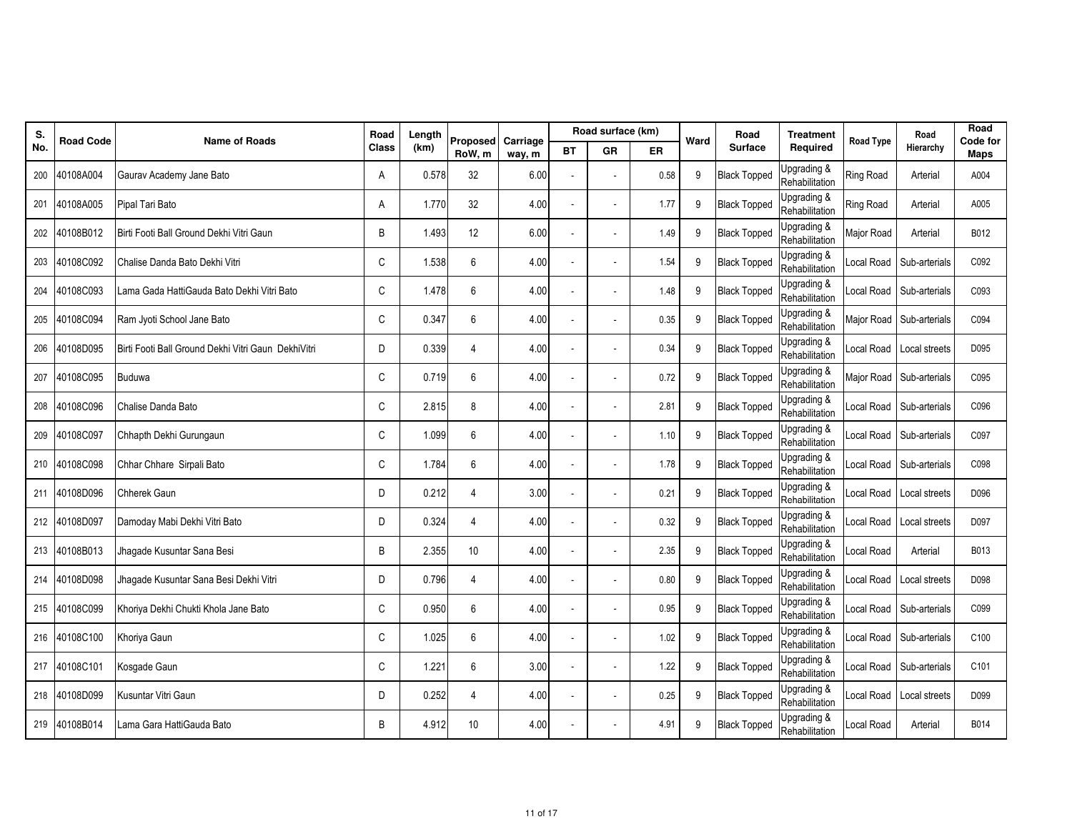| S. No. | Road Code | Name of Roads | Road Class | Length (km) | Proposed RoW, m | Carriage way, m | Road surface (km) | | | Ward | Road Surface | Treatment Required | Road Type | Road Hierarchy | Road Code for Maps |
|---|---|---|---|---|---|---|---|---|---|---|---|---|---|---|---|
| | | | | | | | BT | GR | ER | | | | | | |
| 200 | 40108A004 | Gaurav Academy Jane Bato | A | 0.578 | 32 | 6.00 | - | - | 0.58 | 9 | Black Topped | Upgrading & Rehabilitation | Ring Road | Arterial | A004 |
| 201 | 40108A005 | Pipal Tari Bato | A | 1.770 | 32 | 4.00 | - | - | 1.77 | 9 | Black Topped | Upgrading & Rehabilitation | Ring Road | Arterial | A005 |
| 202 | 40108B012 | Birti Footi Ball Ground Dekhi Vitri Gaun | B | 1.493 | 12 | 6.00 | - | - | 1.49 | 9 | Black Topped | Upgrading & Rehabilitation | Major Road | Arterial | B012 |
| 203 | 40108C092 | Chalise Danda Bato Dekhi Vitri | C | 1.538 | 6 | 4.00 | - | - | 1.54 | 9 | Black Topped | Upgrading & Rehabilitation | Local Road | Sub-arterials | C092 |
| 204 | 40108C093 | Lama Gada HattiGauda Bato Dekhi Vitri Bato | C | 1.478 | 6 | 4.00 | - | - | 1.48 | 9 | Black Topped | Upgrading & Rehabilitation | Local Road | Sub-arterials | C093 |
| 205 | 40108C094 | Ram Jyoti School Jane Bato | C | 0.347 | 6 | 4.00 | - | - | 0.35 | 9 | Black Topped | Upgrading & Rehabilitation | Major Road | Sub-arterials | C094 |
| 206 | 40108D095 | Birti Footi Ball Ground Dekhi Vitri Gaun DekhiVitri | D | 0.339 | 4 | 4.00 | - | - | 0.34 | 9 | Black Topped | Upgrading & Rehabilitation | Local Road | Local streets | D095 |
| 207 | 40108C095 | Buduwa | C | 0.719 | 6 | 4.00 | - | - | 0.72 | 9 | Black Topped | Upgrading & Rehabilitation | Major Road | Sub-arterials | C095 |
| 208 | 40108C096 | Chalise Danda Bato | C | 2.815 | 8 | 4.00 | - | - | 2.81 | 9 | Black Topped | Upgrading & Rehabilitation | Local Road | Sub-arterials | C096 |
| 209 | 40108C097 | Chhapth Dekhi Gurungaun | C | 1.099 | 6 | 4.00 | - | - | 1.10 | 9 | Black Topped | Upgrading & Rehabilitation | Local Road | Sub-arterials | C097 |
| 210 | 40108C098 | Chhar Chhare Sirpali Bato | C | 1.784 | 6 | 4.00 | - | - | 1.78 | 9 | Black Topped | Upgrading & Rehabilitation | Local Road | Sub-arterials | C098 |
| 211 | 40108D096 | Chherek Gaun | D | 0.212 | 4 | 3.00 | - | - | 0.21 | 9 | Black Topped | Upgrading & Rehabilitation | Local Road | Local streets | D096 |
| 212 | 40108D097 | Damoday Mabi Dekhi Vitri Bato | D | 0.324 | 4 | 4.00 | - | - | 0.32 | 9 | Black Topped | Upgrading & Rehabilitation | Local Road | Local streets | D097 |
| 213 | 40108B013 | Jhagade Kusuntar Sana Besi | B | 2.355 | 10 | 4.00 | - | - | 2.35 | 9 | Black Topped | Upgrading & Rehabilitation | Local Road | Arterial | B013 |
| 214 | 40108D098 | Jhagade Kusuntar Sana Besi Dekhi Vitri | D | 0.796 | 4 | 4.00 | - | - | 0.80 | 9 | Black Topped | Upgrading & Rehabilitation | Local Road | Local streets | D098 |
| 215 | 40108C099 | Khoriya Dekhi Chukti Khola Jane Bato | C | 0.950 | 6 | 4.00 | - | - | 0.95 | 9 | Black Topped | Upgrading & Rehabilitation | Local Road | Sub-arterials | C099 |
| 216 | 40108C100 | Khoriya Gaun | C | 1.025 | 6 | 4.00 | - | - | 1.02 | 9 | Black Topped | Upgrading & Rehabilitation | Local Road | Sub-arterials | C100 |
| 217 | 40108C101 | Kosgade Gaun | C | 1.221 | 6 | 3.00 | - | - | 1.22 | 9 | Black Topped | Upgrading & Rehabilitation | Local Road | Sub-arterials | C101 |
| 218 | 40108D099 | Kusuntar Vitri Gaun | D | 0.252 | 4 | 4.00 | - | - | 0.25 | 9 | Black Topped | Upgrading & Rehabilitation | Local Road | Local streets | D099 |
| 219 | 40108B014 | Lama Gara HattiGauda Bato | B | 4.912 | 10 | 4.00 | - | - | 4.91 | 9 | Black Topped | Upgrading & Rehabilitation | Local Road | Arterial | B014 |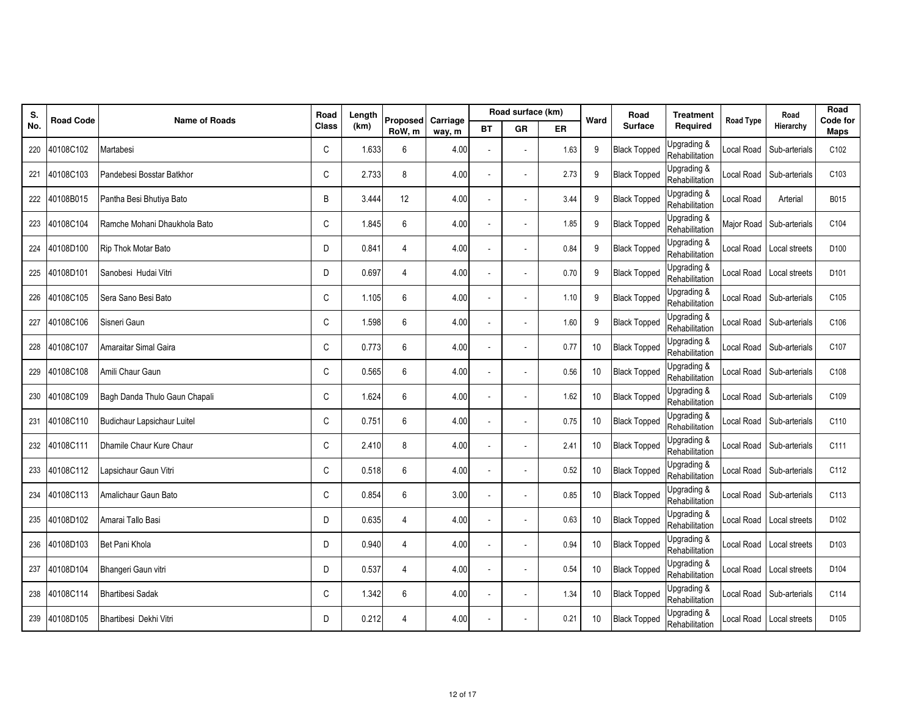| S. No. | Road Code | Name of Roads | Road Class | Length (km) | Proposed RoW, m | Carriage way, m | Road surface (km) | | | Ward | Road Surface | Treatment Required | Road Type | Road Hierarchy | Road Code for Maps |
|---|---|---|---|---|---|---|---|---|---|---|---|---|---|---|---|
| | | | | | | | BT | GR | ER | | | | | | |
| 220 | 40108C102 | Martabesi | C | 1.633 | 6 | 4.00 | - | - | 1.63 | 9 | Black Topped | Upgrading & Rehabilitation | Local Road | Sub-arterials | C102 |
| 221 | 40108C103 | Pandebesi Bosstar Batkhor | C | 2.733 | 8 | 4.00 | - | - | 2.73 | 9 | Black Topped | Upgrading & Rehabilitation | Local Road | Sub-arterials | C103 |
| 222 | 40108B015 | Pantha Besi Bhutiya Bato | B | 3.444 | 12 | 4.00 | - | - | 3.44 | 9 | Black Topped | Upgrading & Rehabilitation | Local Road | Arterial | B015 |
| 223 | 40108C104 | Ramche Mohani Dhaukhola Bato | C | 1.845 | 6 | 4.00 | - | - | 1.85 | 9 | Black Topped | Upgrading & Rehabilitation | Major Road | Sub-arterials | C104 |
| 224 | 40108D100 | Rip Thok Motar Bato | D | 0.841 | 4 | 4.00 | - | - | 0.84 | 9 | Black Topped | Upgrading & Rehabilitation | Local Road | Local streets | D100 |
| 225 | 40108D101 | Sanobesi Hudai Vitri | D | 0.697 | 4 | 4.00 | - | - | 0.70 | 9 | Black Topped | Upgrading & Rehabilitation | Local Road | Local streets | D101 |
| 226 | 40108C105 | Sera Sano Besi Bato | C | 1.105 | 6 | 4.00 | - | - | 1.10 | 9 | Black Topped | Upgrading & Rehabilitation | Local Road | Sub-arterials | C105 |
| 227 | 40108C106 | Sisneri Gaun | C | 1.598 | 6 | 4.00 | - | - | 1.60 | 9 | Black Topped | Upgrading & Rehabilitation | Local Road | Sub-arterials | C106 |
| 228 | 40108C107 | Amaraitar Simal Gaira | C | 0.773 | 6 | 4.00 | - | - | 0.77 | 10 | Black Topped | Upgrading & Rehabilitation | Local Road | Sub-arterials | C107 |
| 229 | 40108C108 | Amili Chaur Gaun | C | 0.565 | 6 | 4.00 | - | - | 0.56 | 10 | Black Topped | Upgrading & Rehabilitation | Local Road | Sub-arterials | C108 |
| 230 | 40108C109 | Bagh Danda Thulo Gaun Chapali | C | 1.624 | 6 | 4.00 | - | - | 1.62 | 10 | Black Topped | Upgrading & Rehabilitation | Local Road | Sub-arterials | C109 |
| 231 | 40108C110 | Budichaur Lapsichaur Luitel | C | 0.751 | 6 | 4.00 | - | - | 0.75 | 10 | Black Topped | Upgrading & Rehabilitation | Local Road | Sub-arterials | C110 |
| 232 | 40108C111 | Dhamile Chaur Kure Chaur | C | 2.410 | 8 | 4.00 | - | - | 2.41 | 10 | Black Topped | Upgrading & Rehabilitation | Local Road | Sub-arterials | C111 |
| 233 | 40108C112 | Lapsichaur Gaun Vitri | C | 0.518 | 6 | 4.00 | - | - | 0.52 | 10 | Black Topped | Upgrading & Rehabilitation | Local Road | Sub-arterials | C112 |
| 234 | 40108C113 | Amalichaur Gaun Bato | C | 0.854 | 6 | 3.00 | - | - | 0.85 | 10 | Black Topped | Upgrading & Rehabilitation | Local Road | Sub-arterials | C113 |
| 235 | 40108D102 | Amarai Tallo Basi | D | 0.635 | 4 | 4.00 | - | - | 0.63 | 10 | Black Topped | Upgrading & Rehabilitation | Local Road | Local streets | D102 |
| 236 | 40108D103 | Bet Pani Khola | D | 0.940 | 4 | 4.00 | - | - | 0.94 | 10 | Black Topped | Upgrading & Rehabilitation | Local Road | Local streets | D103 |
| 237 | 40108D104 | Bhangeri Gaun vitri | D | 0.537 | 4 | 4.00 | - | - | 0.54 | 10 | Black Topped | Upgrading & Rehabilitation | Local Road | Local streets | D104 |
| 238 | 40108C114 | Bhartibesi Sadak | C | 1.342 | 6 | 4.00 | - | - | 1.34 | 10 | Black Topped | Upgrading & Rehabilitation | Local Road | Sub-arterials | C114 |
| 239 | 40108D105 | Bhartibesi Dekhi Vitri | D | 0.212 | 4 | 4.00 | - | - | 0.21 | 10 | Black Topped | Upgrading & Rehabilitation | Local Road | Local streets | D105 |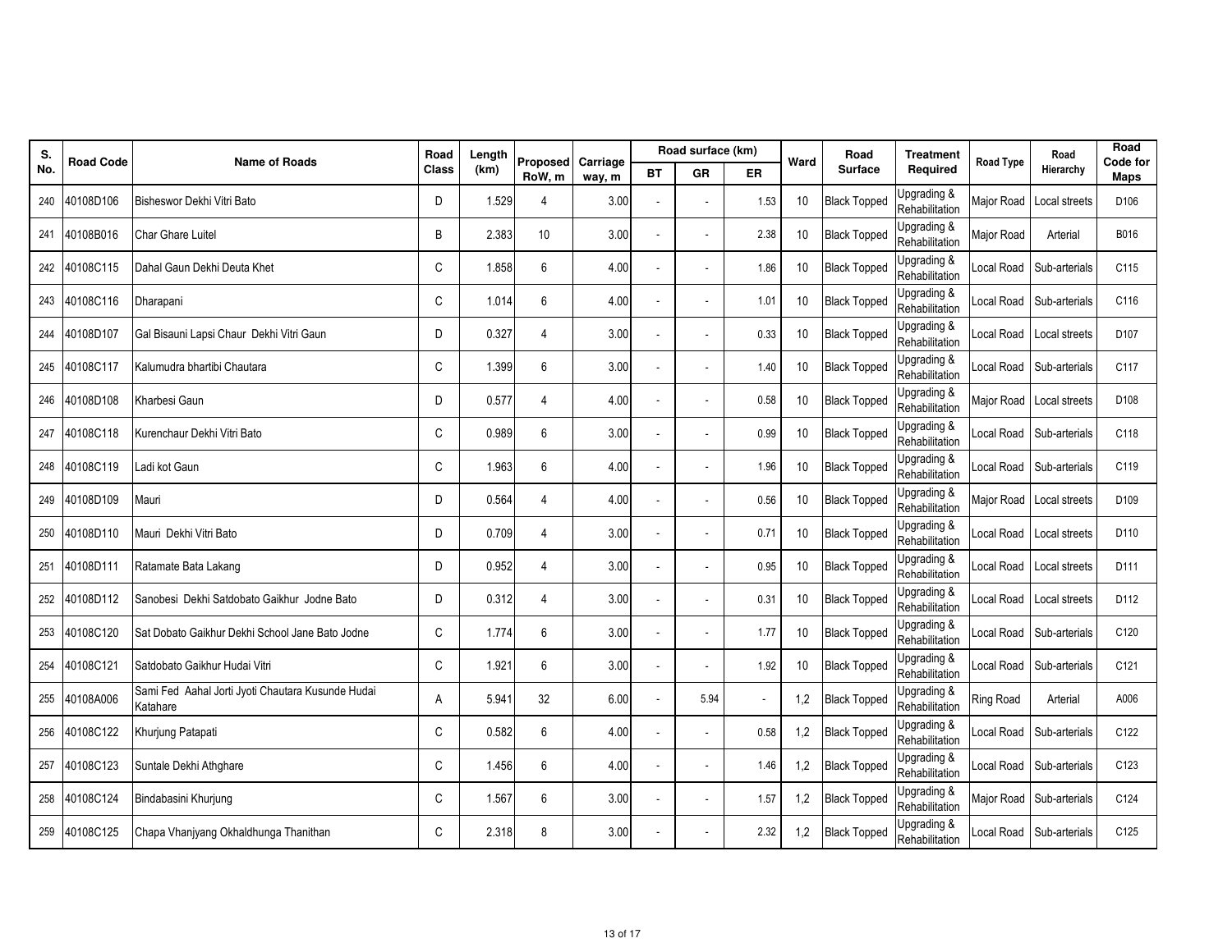| S. No. | Road Code | Name of Roads | Road Class | Length (km) | Proposed RoW, m | Carriage way, m | Road surface (km) | | | Ward | Road Surface | Treatment Required | Road Type | Road Hierarchy | Road Code for Maps |
|---|---|---|---|---|---|---|---|---|---|---|---|---|---|---|---|
| | | | | | | | BT | GR | ER | | | | | | |
| 240 | 40108D106 | Bisheswor Dekhi Vitri Bato | D | 1.529 | 4 | 3.00 | - | - | 1.53 | 10 | Black Topped | Upgrading & Rehabilitation | Major Road | Local streets | D106 |
| 241 | 40108B016 | Char Ghare Luitel | B | 2.383 | 10 | 3.00 | - | - | 2.38 | 10 | Black Topped | Upgrading & Rehabilitation | Major Road | Arterial | B016 |
| 242 | 40108C115 | Dahal Gaun Dekhi Deuta Khet | C | 1.858 | 6 | 4.00 | - | - | 1.86 | 10 | Black Topped | Upgrading & Rehabilitation | Local Road | Sub-arterials | C115 |
| 243 | 40108C116 | Dharapani | C | 1.014 | 6 | 4.00 | - | - | 1.01 | 10 | Black Topped | Upgrading & Rehabilitation | Local Road | Sub-arterials | C116 |
| 244 | 40108D107 | Gal Bisauni Lapsi Chaur Dekhi Vitri Gaun | D | 0.327 | 4 | 3.00 | - | - | 0.33 | 10 | Black Topped | Upgrading & Rehabilitation | Local Road | Local streets | D107 |
| 245 | 40108C117 | Kalumudra bhartibi Chautara | C | 1.399 | 6 | 3.00 | - | - | 1.40 | 10 | Black Topped | Upgrading & Rehabilitation | Local Road | Sub-arterials | C117 |
| 246 | 40108D108 | Kharbesi Gaun | D | 0.577 | 4 | 4.00 | - | - | 0.58 | 10 | Black Topped | Upgrading & Rehabilitation | Major Road | Local streets | D108 |
| 247 | 40108C118 | Kurenchaur Dekhi Vitri Bato | C | 0.989 | 6 | 3.00 | - | - | 0.99 | 10 | Black Topped | Upgrading & Rehabilitation | Local Road | Sub-arterials | C118 |
| 248 | 40108C119 | Ladi kot Gaun | C | 1.963 | 6 | 4.00 | - | - | 1.96 | 10 | Black Topped | Upgrading & Rehabilitation | Local Road | Sub-arterials | C119 |
| 249 | 40108D109 | Mauri | D | 0.564 | 4 | 4.00 | - | - | 0.56 | 10 | Black Topped | Upgrading & Rehabilitation | Major Road | Local streets | D109 |
| 250 | 40108D110 | Mauri Dekhi Vitri Bato | D | 0.709 | 4 | 3.00 | - | - | 0.71 | 10 | Black Topped | Upgrading & Rehabilitation | Local Road | Local streets | D110 |
| 251 | 40108D111 | Ratamate Bata Lakang | D | 0.952 | 4 | 3.00 | - | - | 0.95 | 10 | Black Topped | Upgrading & Rehabilitation | Local Road | Local streets | D111 |
| 252 | 40108D112 | Sanobesi Dekhi Satdobato Gaikhur Jodne Bato | D | 0.312 | 4 | 3.00 | - | - | 0.31 | 10 | Black Topped | Upgrading & Rehabilitation | Local Road | Local streets | D112 |
| 253 | 40108C120 | Sat Dobato Gaikhur Dekhi School Jane Bato Jodne | C | 1.774 | 6 | 3.00 | - | - | 1.77 | 10 | Black Topped | Upgrading & Rehabilitation | Local Road | Sub-arterials | C120 |
| 254 | 40108C121 | Satdobato Gaikhur Hudai Vitri | C | 1.921 | 6 | 3.00 | - | - | 1.92 | 10 | Black Topped | Upgrading & Rehabilitation | Local Road | Sub-arterials | C121 |
| 255 | 40108A006 | Sami Fed Aahal Jorti Jyoti Chautara Kusunde Hudai Katahare | A | 5.941 | 32 | 6.00 | - | 5.94 | - | 1,2 | Black Topped | Upgrading & Rehabilitation | Ring Road | Arterial | A006 |
| 256 | 40108C122 | Khurjung Patapati | C | 0.582 | 6 | 4.00 | - | - | 0.58 | 1,2 | Black Topped | Upgrading & Rehabilitation | Local Road | Sub-arterials | C122 |
| 257 | 40108C123 | Suntale Dekhi Athghare | C | 1.456 | 6 | 4.00 | - | - | 1.46 | 1,2 | Black Topped | Upgrading & Rehabilitation | Local Road | Sub-arterials | C123 |
| 258 | 40108C124 | Bindabasini Khurjung | C | 1.567 | 6 | 3.00 | - | - | 1.57 | 1,2 | Black Topped | Upgrading & Rehabilitation | Major Road | Sub-arterials | C124 |
| 259 | 40108C125 | Chapa Vhanjyang Okhaldhunga Thanithan | C | 2.318 | 8 | 3.00 | - | - | 2.32 | 1,2 | Black Topped | Upgrading & Rehabilitation | Local Road | Sub-arterials | C125 |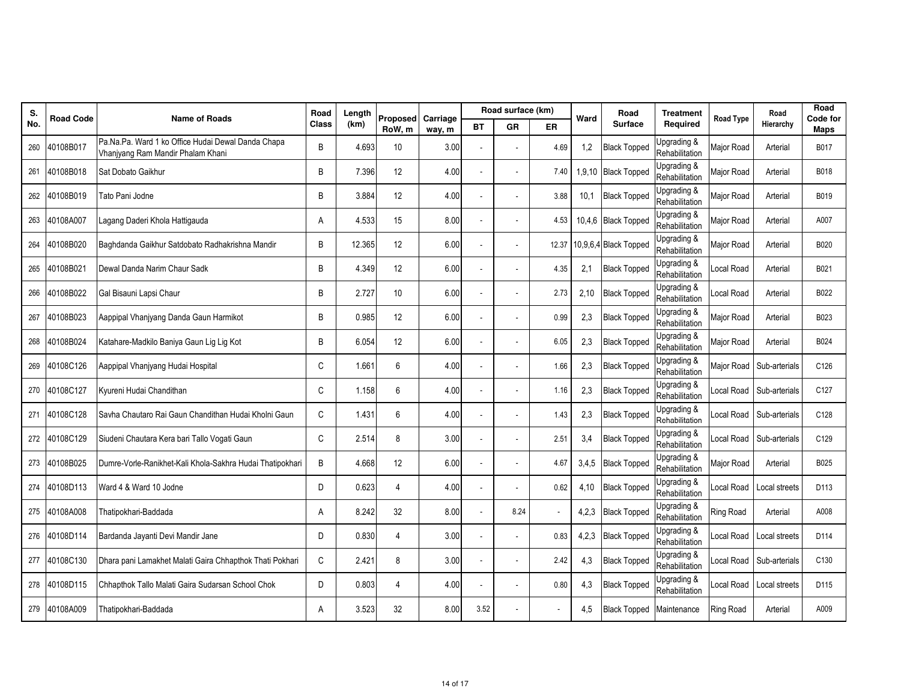| S. No. | Road Code | Name of Roads | Road Class | Length (km) | Proposed RoW, m | Carriage way, m | Road surface (km) | | | Ward | Road Surface | Treatment Required | Road Type | Road Hierarchy | Road Code for Maps |
|---|---|---|---|---|---|---|---|---|---|---|---|---|---|---|---|
| | | | | | | | BT | GR | ER | | | | | | |
| 260 | 40108B017 | Pa.Na.Pa. Ward 1 ko Office Hudai Dewal Danda Chapa Vhanjyang Ram Mandir Phalam Khani | B | 4.693 | 10 | 3.00 | - | - | 4.69 | 1,2 | Black Topped | Upgrading & Rehabilitation | Major Road | Arterial | B017 |
| 261 | 40108B018 | Sat Dobato Gaikhur | B | 7.396 | 12 | 4.00 | - | - | 7.40 | 1,9,10 | Black Topped | Upgrading & Rehabilitation | Major Road | Arterial | B018 |
| 262 | 40108B019 | Tato Pani Jodne | B | 3.884 | 12 | 4.00 | - | - | 3.88 | 10,1 | Black Topped | Upgrading & Rehabilitation | Major Road | Arterial | B019 |
| 263 | 40108A007 | Lagang Daderi Khola Hattigauda | A | 4.533 | 15 | 8.00 | - | - | 4.53 | 10,4,6 | Black Topped | Upgrading & Rehabilitation | Major Road | Arterial | A007 |
| 264 | 40108B020 | Baghdanda Gaikhur Satdobato Radhakrishna Mandir | B | 12.365 | 12 | 6.00 | - | - | 12.37 | 10,9,6,4 | Black Topped | Upgrading & Rehabilitation | Major Road | Arterial | B020 |
| 265 | 40108B021 | Dewal Danda Narim Chaur Sadk | B | 4.349 | 12 | 6.00 | - | - | 4.35 | 2,1 | Black Topped | Upgrading & Rehabilitation | Local Road | Arterial | B021 |
| 266 | 40108B022 | Gal Bisauni Lapsi Chaur | B | 2.727 | 10 | 6.00 | - | - | 2.73 | 2,10 | Black Topped | Upgrading & Rehabilitation | Local Road | Arterial | B022 |
| 267 | 40108B023 | Aappipal Vhanjyang Danda Gaun Harmikot | B | 0.985 | 12 | 6.00 | - | - | 0.99 | 2,3 | Black Topped | Upgrading & Rehabilitation | Major Road | Arterial | B023 |
| 268 | 40108B024 | Katahare-Madkilo Baniya Gaun Lig Lig Kot | B | 6.054 | 12 | 6.00 | - | - | 6.05 | 2,3 | Black Topped | Upgrading & Rehabilitation | Major Road | Arterial | B024 |
| 269 | 40108C126 | Aappipal Vhanjyang Hudai Hospital | C | 1.661 | 6 | 4.00 | - | - | 1.66 | 2,3 | Black Topped | Upgrading & Rehabilitation | Major Road | Sub-arterials | C126 |
| 270 | 40108C127 | Kyureni Hudai Chandithan | C | 1.158 | 6 | 4.00 | - | - | 1.16 | 2,3 | Black Topped | Upgrading & Rehabilitation | Local Road | Sub-arterials | C127 |
| 271 | 40108C128 | Savha Chautaro Rai Gaun Chandithan Hudai Kholni Gaun | C | 1.431 | 6 | 4.00 | - | - | 1.43 | 2,3 | Black Topped | Upgrading & Rehabilitation | Local Road | Sub-arterials | C128 |
| 272 | 40108C129 | Siudeni Chautara Kera bari Tallo Vogati Gaun | C | 2.514 | 8 | 3.00 | - | - | 2.51 | 3,4 | Black Topped | Upgrading & Rehabilitation | Local Road | Sub-arterials | C129 |
| 273 | 40108B025 | Dumre-Vorle-Ranikhet-Kali Khola-Sakhra Hudai Thatipokhari | B | 4.668 | 12 | 6.00 | - | - | 4.67 | 3,4,5 | Black Topped | Upgrading & Rehabilitation | Major Road | Arterial | B025 |
| 274 | 40108D113 | Ward 4 & Ward 10 Jodne | D | 0.623 | 4 | 4.00 | - | - | 0.62 | 4,10 | Black Topped | Upgrading & Rehabilitation | Local Road | Local streets | D113 |
| 275 | 40108A008 | Thatipokhari-Baddada | A | 8.242 | 32 | 8.00 | - | 8.24 | - | 4,2,3 | Black Topped | Upgrading & Rehabilitation | Ring Road | Arterial | A008 |
| 276 | 40108D114 | Bardanda Jayanti Devi Mandir Jane | D | 0.830 | 4 | 3.00 | - | - | 0.83 | 4,2,3 | Black Topped | Upgrading & Rehabilitation | Local Road | Local streets | D114 |
| 277 | 40108C130 | Dhara pani Lamakhet Malati Gaira Chhapthok Thati Pokhari | C | 2.421 | 8 | 3.00 | - | - | 2.42 | 4,3 | Black Topped | Upgrading & Rehabilitation | Local Road | Sub-arterials | C130 |
| 278 | 40108D115 | Chhapthok Tallo Malati Gaira Sudarsan School Chok | D | 0.803 | 4 | 4.00 | - | - | 0.80 | 4,3 | Black Topped | Upgrading & Rehabilitation | Local Road | Local streets | D115 |
| 279 | 40108A009 | Thatipokhari-Baddada | A | 3.523 | 32 | 8.00 | 3.52 | - | - | 4,5 | Black Topped | Maintenance | Ring Road | Arterial | A009 |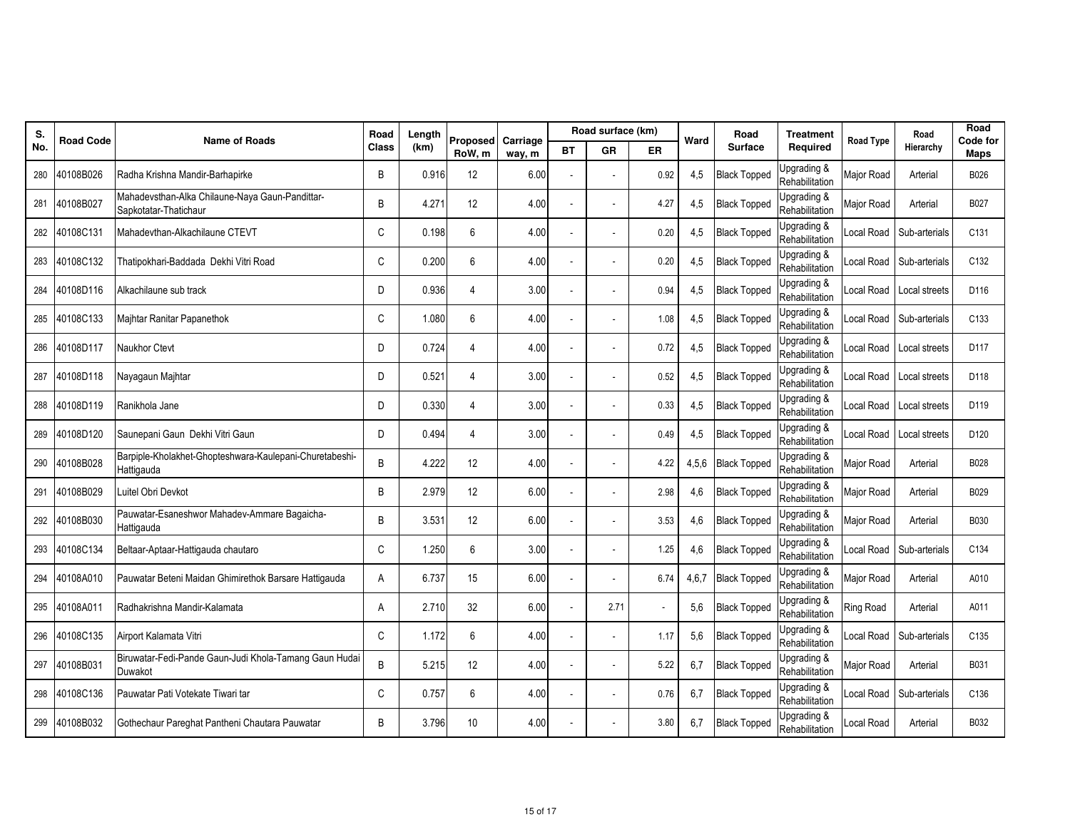| S. No. | Road Code | Name of Roads | Road Class | Length (km) | Proposed RoW, m | Carriage way, m | Road surface (km) | | | Ward | Road Surface | Treatment Required | Road Type | Road Hierarchy | Road Code for Maps |
|---|---|---|---|---|---|---|---|---|---|---|---|---|---|---|---|
| | | | | | | | BT | GR | ER | | | | | | |
| 280 | 40108B026 | Radha Krishna Mandir-Barhapirke | B | 0.916 | 12 | 6.00 | - | - | 0.92 | 4,5 | Black Topped | Upgrading & Rehabilitation | Major Road | Arterial | B026 |
| 281 | 40108B027 | Mahadevsthan-Alka Chilaune-Naya Gaun-Pandittar-Sapkotatar-Thatichaur | B | 4.271 | 12 | 4.00 | - | - | 4.27 | 4,5 | Black Topped | Upgrading & Rehabilitation | Major Road | Arterial | B027 |
| 282 | 40108C131 | Mahadevthan-Alkachilaune CTEVT | C | 0.198 | 6 | 4.00 | - | - | 0.20 | 4,5 | Black Topped | Upgrading & Rehabilitation | Local Road | Sub-arterials | C131 |
| 283 | 40108C132 | Thatipokhari-Baddada Dekhi Vitri Road | C | 0.200 | 6 | 4.00 | - | - | 0.20 | 4,5 | Black Topped | Upgrading & Rehabilitation | Local Road | Sub-arterials | C132 |
| 284 | 40108D116 | Alkachilaune sub track | D | 0.936 | 4 | 3.00 | - | - | 0.94 | 4,5 | Black Topped | Upgrading & Rehabilitation | Local Road | Local streets | D116 |
| 285 | 40108C133 | Majhtar Ranitar Papanethok | C | 1.080 | 6 | 4.00 | - | - | 1.08 | 4,5 | Black Topped | Upgrading & Rehabilitation | Local Road | Sub-arterials | C133 |
| 286 | 40108D117 | Naukhor Ctevt | D | 0.724 | 4 | 4.00 | - | - | 0.72 | 4,5 | Black Topped | Upgrading & Rehabilitation | Local Road | Local streets | D117 |
| 287 | 40108D118 | Nayagaun Majhtar | D | 0.521 | 4 | 3.00 | - | - | 0.52 | 4,5 | Black Topped | Upgrading & Rehabilitation | Local Road | Local streets | D118 |
| 288 | 40108D119 | Ranikhola Jane | D | 0.330 | 4 | 3.00 | - | - | 0.33 | 4,5 | Black Topped | Upgrading & Rehabilitation | Local Road | Local streets | D119 |
| 289 | 40108D120 | Saunepani Gaun Dekhi Vitri Gaun | D | 0.494 | 4 | 3.00 | - | - | 0.49 | 4,5 | Black Topped | Upgrading & Rehabilitation | Local Road | Local streets | D120 |
| 290 | 40108B028 | Barpiple-Kholakhet-Ghopteshwara-Kaulepani-Churetabeshi-Hattigauda | B | 4.222 | 12 | 4.00 | - | - | 4.22 | 4,5,6 | Black Topped | Upgrading & Rehabilitation | Major Road | Arterial | B028 |
| 291 | 40108B029 | Luitel Obri Devkot | B | 2.979 | 12 | 6.00 | - | - | 2.98 | 4,6 | Black Topped | Upgrading & Rehabilitation | Major Road | Arterial | B029 |
| 292 | 40108B030 | Pauwatar-Esaneshwor Mahadev-Ammare Bagaicha-Hattigauda | B | 3.531 | 12 | 6.00 | - | - | 3.53 | 4,6 | Black Topped | Upgrading & Rehabilitation | Major Road | Arterial | B030 |
| 293 | 40108C134 | Beltaar-Aptaar-Hattigauda chautaro | C | 1.250 | 6 | 3.00 | - | - | 1.25 | 4,6 | Black Topped | Upgrading & Rehabilitation | Local Road | Sub-arterials | C134 |
| 294 | 40108A010 | Pauwatar Beteni Maidan Ghimirethok Barsare Hattigauda | A | 6.737 | 15 | 6.00 | - | - | 6.74 | 4,6,7 | Black Topped | Upgrading & Rehabilitation | Major Road | Arterial | A010 |
| 295 | 40108A011 | Radhakrishna Mandir-Kalamata | A | 2.710 | 32 | 6.00 | - | 2.71 | - | 5,6 | Black Topped | Upgrading & Rehabilitation | Ring Road | Arterial | A011 |
| 296 | 40108C135 | Airport Kalamata Vitri | C | 1.172 | 6 | 4.00 | - | - | 1.17 | 5,6 | Black Topped | Upgrading & Rehabilitation | Local Road | Sub-arterials | C135 |
| 297 | 40108B031 | Biruwatar-Fedi-Pande Gaun-Judi Khola-Tamang Gaun Hudai Duwakot | B | 5.215 | 12 | 4.00 | - | - | 5.22 | 6,7 | Black Topped | Upgrading & Rehabilitation | Major Road | Arterial | B031 |
| 298 | 40108C136 | Pauwatar Pati Votekate Tiwari tar | C | 0.757 | 6 | 4.00 | - | - | 0.76 | 6,7 | Black Topped | Upgrading & Rehabilitation | Local Road | Sub-arterials | C136 |
| 299 | 40108B032 | Gothechaur Pareghat Pantheni Chautara Pauwatar | B | 3.796 | 10 | 4.00 | - | - | 3.80 | 6,7 | Black Topped | Upgrading & Rehabilitation | Local Road | Arterial | B032 |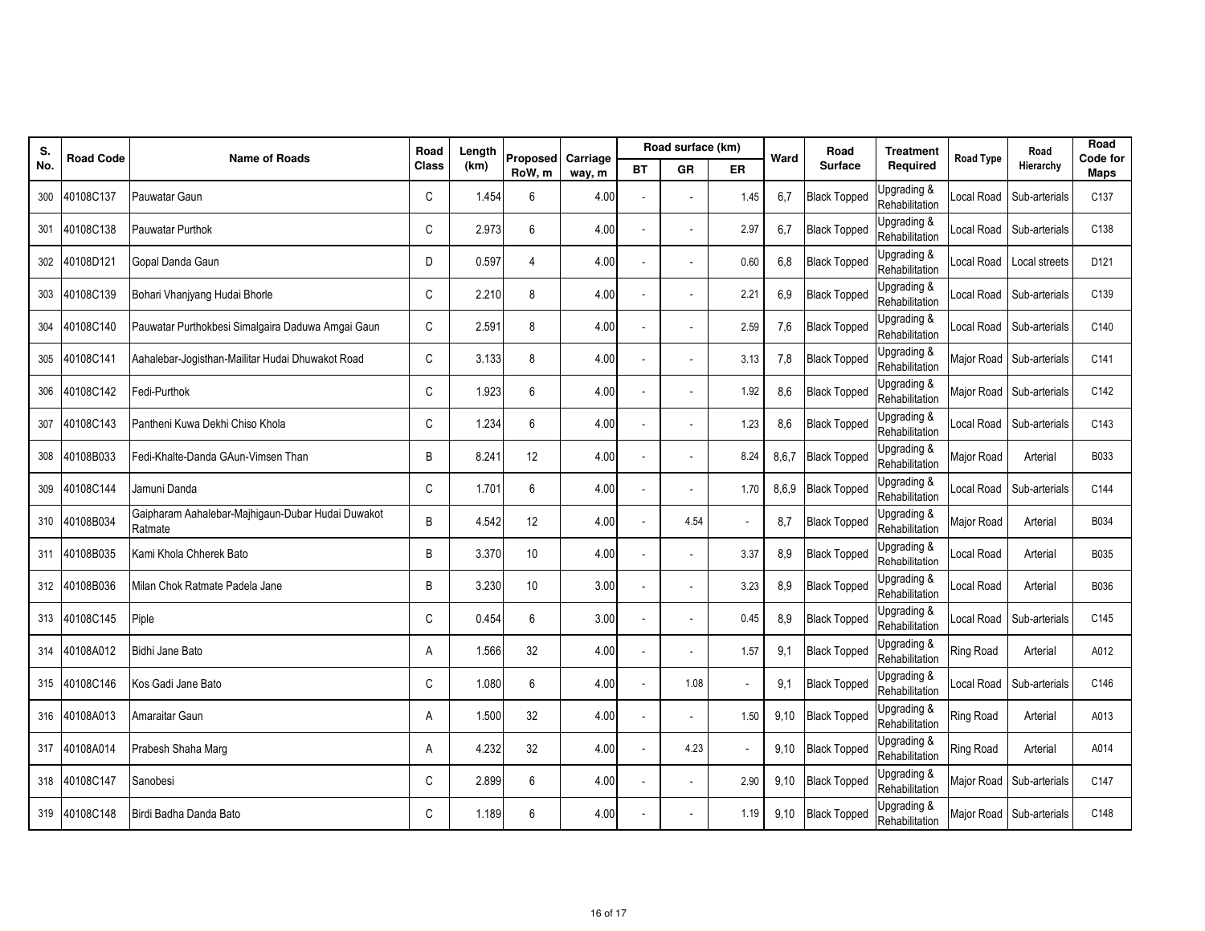| S. No. | Road Code | Name of Roads | Road Class | Length (km) | Proposed RoW, m | Carriage way, m | Road surface (km) | | | Ward | Road Surface | Treatment Required | Road Type | Road Hierarchy | Road Code for Maps |
|---|---|---|---|---|---|---|---|---|---|---|---|---|---|---|---|
| | | | | | | | BT | GR | ER | | | | | | |
| 300 | 40108C137 | Pauwatar Gaun | C | 1.454 | 6 | 4.00 | - | - | 1.45 | 6,7 | Black Topped | Upgrading & Rehabilitation | Local Road | Sub-arterials | C137 |
| 301 | 40108C138 | Pauwatar Purthok | C | 2.973 | 6 | 4.00 | - | - | 2.97 | 6,7 | Black Topped | Upgrading & Rehabilitation | Local Road | Sub-arterials | C138 |
| 302 | 40108D121 | Gopal Danda Gaun | D | 0.597 | 4 | 4.00 | - | - | 0.60 | 6,8 | Black Topped | Upgrading & Rehabilitation | Local Road | Local streets | D121 |
| 303 | 40108C139 | Bohari Vhanjyang Hudai Bhorle | C | 2.210 | 8 | 4.00 | - | - | 2.21 | 6,9 | Black Topped | Upgrading & Rehabilitation | Local Road | Sub-arterials | C139 |
| 304 | 40108C140 | Pauwatar Purthokbesi Simalgaira Daduwa Amgai Gaun | C | 2.591 | 8 | 4.00 | - | - | 2.59 | 7,6 | Black Topped | Upgrading & Rehabilitation | Local Road | Sub-arterials | C140 |
| 305 | 40108C141 | Aahalebar-Jogisthan-Mailitar Hudai Dhuwakot Road | C | 3.133 | 8 | 4.00 | - | - | 3.13 | 7,8 | Black Topped | Upgrading & Rehabilitation | Major Road | Sub-arterials | C141 |
| 306 | 40108C142 | Fedi-Purthok | C | 1.923 | 6 | 4.00 | - | - | 1.92 | 8,6 | Black Topped | Upgrading & Rehabilitation | Major Road | Sub-arterials | C142 |
| 307 | 40108C143 | Pantheni Kuwa Dekhi Chiso Khola | C | 1.234 | 6 | 4.00 | - | - | 1.23 | 8,6 | Black Topped | Upgrading & Rehabilitation | Local Road | Sub-arterials | C143 |
| 308 | 40108B033 | Fedi-Khalte-Danda GAun-Vimsen Than | B | 8.241 | 12 | 4.00 | - | - | 8.24 | 8,6,7 | Black Topped | Upgrading & Rehabilitation | Major Road | Arterial | B033 |
| 309 | 40108C144 | Jamuni Danda | C | 1.701 | 6 | 4.00 | - | - | 1.70 | 8,6,9 | Black Topped | Upgrading & Rehabilitation | Local Road | Sub-arterials | C144 |
| 310 | 40108B034 | Gaipharam Aahalebar-Majhigaun-Dubar Hudai Duwakot Ratmate | B | 4.542 | 12 | 4.00 | - | 4.54 | - | 8,7 | Black Topped | Upgrading & Rehabilitation | Major Road | Arterial | B034 |
| 311 | 40108B035 | Kami Khola Chherek Bato | B | 3.370 | 10 | 4.00 | - | - | 3.37 | 8,9 | Black Topped | Upgrading & Rehabilitation | Local Road | Arterial | B035 |
| 312 | 40108B036 | Milan Chok Ratmate Padela Jane | B | 3.230 | 10 | 3.00 | - | - | 3.23 | 8,9 | Black Topped | Upgrading & Rehabilitation | Local Road | Arterial | B036 |
| 313 | 40108C145 | Piple | C | 0.454 | 6 | 3.00 | - | - | 0.45 | 8,9 | Black Topped | Upgrading & Rehabilitation | Local Road | Sub-arterials | C145 |
| 314 | 40108A012 | Bidhi Jane Bato | A | 1.566 | 32 | 4.00 | - | - | 1.57 | 9,1 | Black Topped | Upgrading & Rehabilitation | Ring Road | Arterial | A012 |
| 315 | 40108C146 | Kos Gadi Jane Bato | C | 1.080 | 6 | 4.00 | - | 1.08 | - | 9,1 | Black Topped | Upgrading & Rehabilitation | Local Road | Sub-arterials | C146 |
| 316 | 40108A013 | Amaraitar Gaun | A | 1.500 | 32 | 4.00 | - | - | 1.50 | 9,10 | Black Topped | Upgrading & Rehabilitation | Ring Road | Arterial | A013 |
| 317 | 40108A014 | Prabesh Shaha Marg | A | 4.232 | 32 | 4.00 | - | 4.23 | - | 9,10 | Black Topped | Upgrading & Rehabilitation | Ring Road | Arterial | A014 |
| 318 | 40108C147 | Sanobesi | C | 2.899 | 6 | 4.00 | - | - | 2.90 | 9,10 | Black Topped | Upgrading & Rehabilitation | Major Road | Sub-arterials | C147 |
| 319 | 40108C148 | Birdi Badha Danda Bato | C | 1.189 | 6 | 4.00 | - | - | 1.19 | 9,10 | Black Topped | Upgrading & Rehabilitation | Major Road | Sub-arterials | C148 |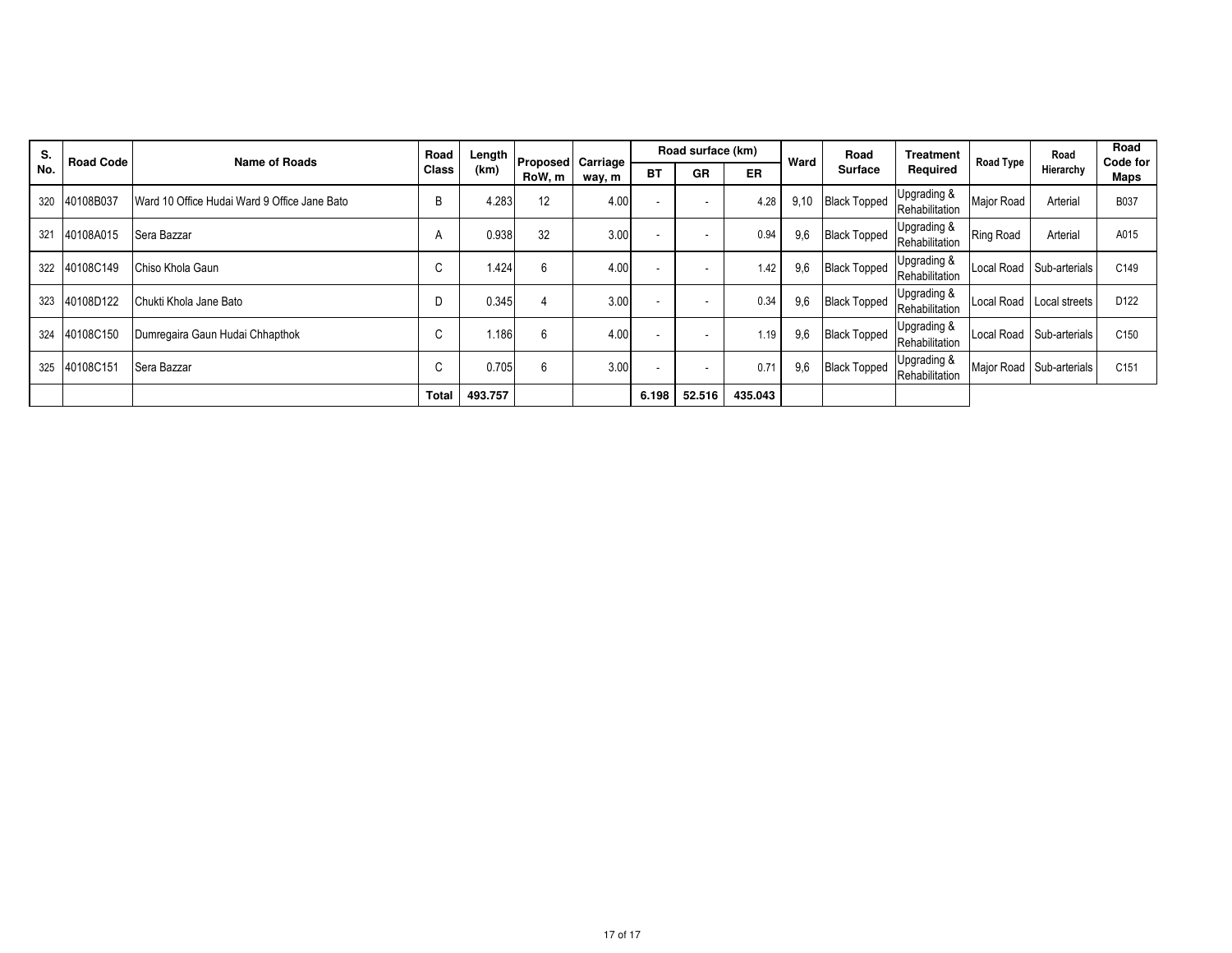| S. No. | Road Code | Name of Roads | Road Class | Length (km) | Proposed RoW, m | Carriage way, m | Road surface (km) | | | Ward | Road Surface | Treatment Required | Road Type | Road Hierarchy | Road Code for Maps |
|---|---|---|---|---|---|---|---|---|---|---|---|---|---|---|---|
| | | | | | | | BT | GR | ER | | | | | | |
| 320 | 40108B037 | Ward 10 Office Hudai Ward 9 Office Jane Bato | B | 4.283 | 12 | 4.00 | - | - | 4.28 | 9,10 | Black Topped | Upgrading & Rehabilitation | Major Road | Arterial | B037 |
| 321 | 40108A015 | Sera Bazzar | A | 0.938 | 32 | 3.00 | - | - | 0.94 | 9,6 | Black Topped | Upgrading & Rehabilitation | Ring Road | Arterial | A015 |
| 322 | 40108C149 | Chiso Khola Gaun | C | 1.424 | 6 | 4.00 | - | - | 1.42 | 9,6 | Black Topped | Upgrading & Rehabilitation | Local Road | Sub-arterials | C149 |
| 323 | 40108D122 | Chukti Khola Jane Bato | D | 0.345 | 4 | 3.00 | - | - | 0.34 | 9,6 | Black Topped | Upgrading & Rehabilitation | Local Road | Local streets | D122 |
| 324 | 40108C150 | Dumregaira Gaun Hudai Chhapthok | C | 1.186 | 6 | 4.00 | - | - | 1.19 | 9,6 | Black Topped | Upgrading & Rehabilitation | Local Road | Sub-arterials | C150 |
| 325 | 40108C151 | Sera Bazzar | C | 0.705 | 6 | 3.00 | - | - | 0.71 | 9,6 | Black Topped | Upgrading & Rehabilitation | Major Road | Sub-arterials | C151 |
| | | | Total | 493.757 | | | 6.198 | 52.516 | 435.043 | | | | | | |